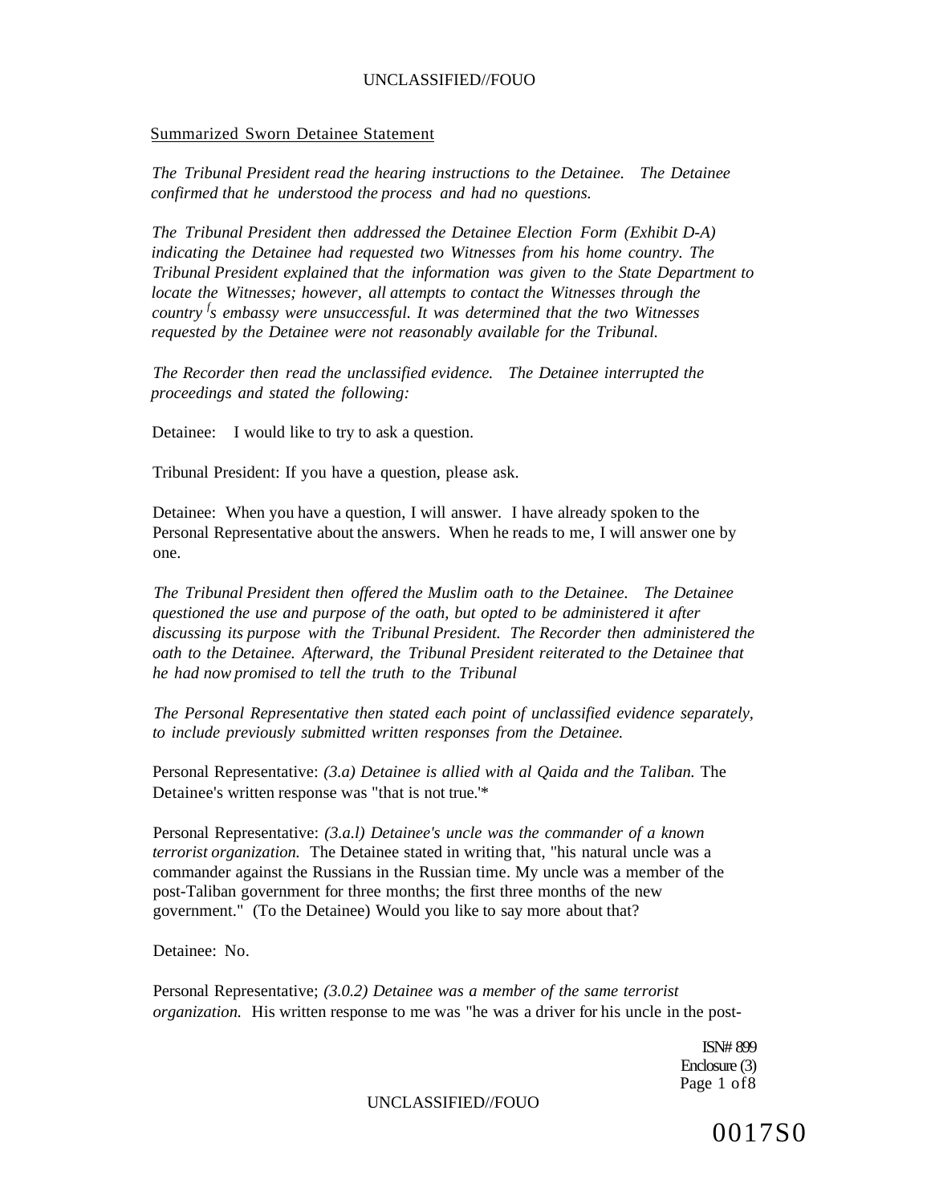Summarized Sworn Detainee Statement

*The Tribunal President read the hearing instructions to the Detainee. The Detainee confirmed that he understood the process and had no questions.*

*The Tribunal President then addressed the Detainee Election Form (Exhibit D-A) indicating the Detainee had requested two Witnesses from his home country. The Tribunal President explained that the information was given to the State Department to locate the Witnesses; however, all attempts to contact the Witnesses through the country's embassy were unsuccessful. It was determined that the two Witnesses requested by the Detainee were not reasonably available for the Tribunal.*

*The Recorder then read the unclassified evidence. The Detainee interrupted the proceedings and stated the following:*

Detainee: I would like to try to ask a question.

Tribunal President: If you have a question, please ask.

Detainee: When you have a question, I will answer. I have already spoken to the Personal Representative about the answers. When he reads to me, I will answer one by one.

*The Tribunal President then offered the Muslim oath to the Detainee. The Detainee questioned the use and purpose of the oath, but opted to be administered it after discussing its purpose with the Tribunal President. The Recorder then administered the oath to the Detainee. Afterward, the Tribunal President reiterated to the Detainee that he had now promised to tell the truth to the Tribunal*

*The Personal Representative then stated each point of unclassified evidence separately, to include previously submitted written responses from the Detainee.*

Personal Representative: *(3.a) Detainee is allied with al Qaida and the Taliban.* The Detainee's written response was "that is not true.'*

Personal Representative: *(3.a.l) Detainee's uncle was the commander of a known terrorist organization.* The Detainee stated in writing that, "his natural uncle was a commander against the Russians in the Russian time. My uncle was a member of the post-Taliban government for three months; the first three months of the new government." (To the Detainee) Would you like to say more about that?

Detainee: No.

Personal Representative; *(3.0.2) Detainee was a member of the same terrorist organization.* His written response to me was "he was a driver for his uncle in the post-

ISN# 899
Enclosure (3)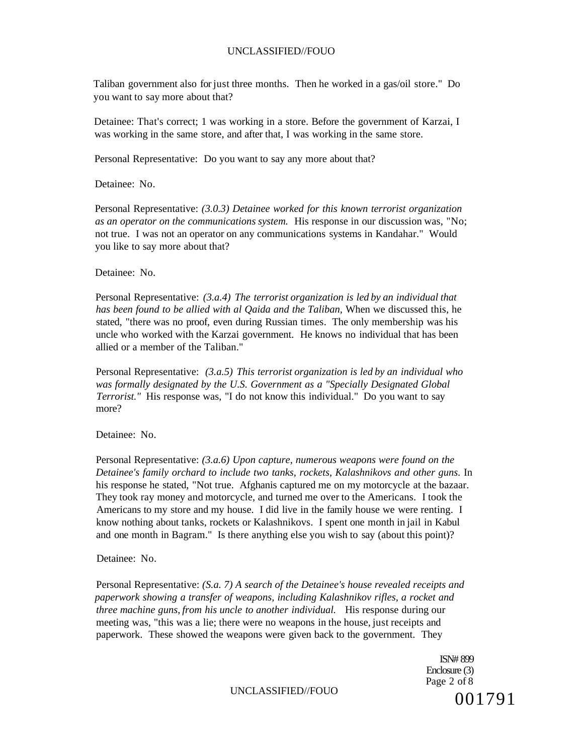Taliban government also for just three months. Then he worked in a gas/oil store." Do you want to say more about that?

Detainee: That's correct; 1 was working in a store. Before the government of Karzai, I was working in the same store, and after that, I was working in the same store.

Personal Representative: Do you want to say any more about that?

Detainee: No.

Personal Representative: *(3.0.3) Detainee worked for this known terrorist organization as an operator on the communications system.* His response in our discussion was, "No; not true. I was not an operator on any communications systems in Kandahar." Would you like to say more about that?

Detainee: No.

Personal Representative: *(3.a.4) The terrorist organization is led by an individual that has been found to be allied with al Qaida and the Taliban,* When we discussed this, he stated, "there was no proof, even during Russian times. The only membership was his uncle who worked with the Karzai government. He knows no individual that has been allied or a member of the Taliban."

Personal Representative: *(3.a.5) This terrorist organization is led by an individual who was formally designated by the U.S. Government as a "Specially Designated Global Terrorist."* His response was, "I do not know this individual." Do you want to say more?

Detainee: No.

Personal Representative: *(3.a.6) Upon capture, numerous weapons were found on the Detainee's family orchard to include two tanks, rockets, Kalashnikovs and other guns.* In his response he stated, "Not true. Afghanis captured me on my motorcycle at the bazaar. They took ray money and motorcycle, and turned me over to the Americans. I took the Americans to my store and my house. I did live in the family house we were renting. I know nothing about tanks, rockets or Kalashnikovs. I spent one month in jail in Kabul and one month in Bagram." Is there anything else you wish to say (about this point)?

Detainee: No.

Personal Representative: *(S.a. 7) A search of the Detainee's house revealed receipts and paperwork showing a transfer of weapons, including Kalashnikov rifles, a rocket and three machine guns, from his uncle to another individual.* His response during our meeting was, "this was a lie; there were no weapons in the house, just receipts and paperwork. These showed the weapons were given back to the government. They

ISN# 899
Enclosure (3)

001791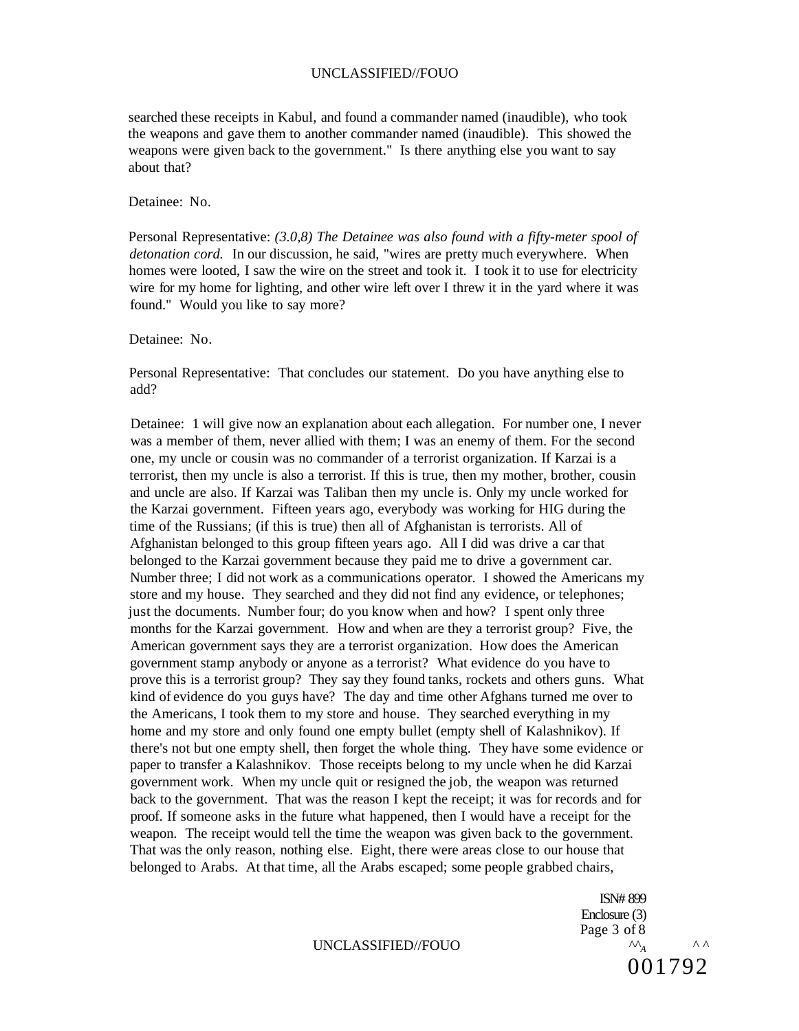searched these receipts in Kabul, and found a commander named (inaudible), who took the weapons and gave them to another commander named (inaudible). This showed the weapons were given back to the government." Is there anything else you want to say about that?

Detainee: No.

Personal Representative: *(3.0,8) The Detainee was also found with a fifty-meter spool of detonation cord.* In our discussion, he said, "wires are pretty much everywhere. When homes were looted, I saw the wire on the street and took it. I took it to use for electricity wire for my home for lighting, and other wire left over I threw it in the yard where it was found." Would you like to say more?

Detainee: No.

Personal Representative: That concludes our statement. Do you have anything else to add?

Detainee: 1 will give now an explanation about each allegation. For number one, I never was a member of them, never allied with them; I was an enemy of them. For the second one, my uncle or cousin was no commander of a terrorist organization. If Karzai is a terrorist, then my uncle is also a terrorist. If this is true, then my mother, brother, cousin and uncle are also. If Karzai was Taliban then my uncle is. Only my uncle worked for the Karzai government. Fifteen years ago, everybody was working for HIG during the time of the Russians; (if this is true) then all of Afghanistan is terrorists. All of Afghanistan belonged to this group fifteen years ago. All I did was drive a car that belonged to the Karzai government because they paid me to drive a government car. Number three; I did not work as a communications operator. I showed the Americans my store and my house. They searched and they did not find any evidence, or telephones; just the documents. Number four; do you know when and how? I spent only three months for the Karzai government. How and when are they a terrorist group? Five, the American government says they are a terrorist organization. How does the American government stamp anybody or anyone as a terrorist? What evidence do you have to prove this is a terrorist group? They say they found tanks, rockets and others guns. What kind of evidence do you guys have? The day and time other Afghans turned me over to the Americans, I took them to my store and house. They searched everything in my home and my store and only found one empty bullet (empty shell of Kalashnikov). If there's not but one empty shell, then forget the whole thing. They have some evidence or paper to transfer a Kalashnikov. Those receipts belong to my uncle when he did Karzai government work. When my uncle quit or resigned the job, the weapon was returned back to the government. That was the reason I kept the receipt; it was for records and for proof. If someone asks in the future what happened, then I would have a receipt for the weapon. The receipt would tell the time the weapon was given back to the government. That was the only reason, nothing else. Eight, there were areas close to our house that belonged to Arabs. At that time, all the Arabs escaped; some people grabbed chairs,

ISN# 899
Enclosure (3)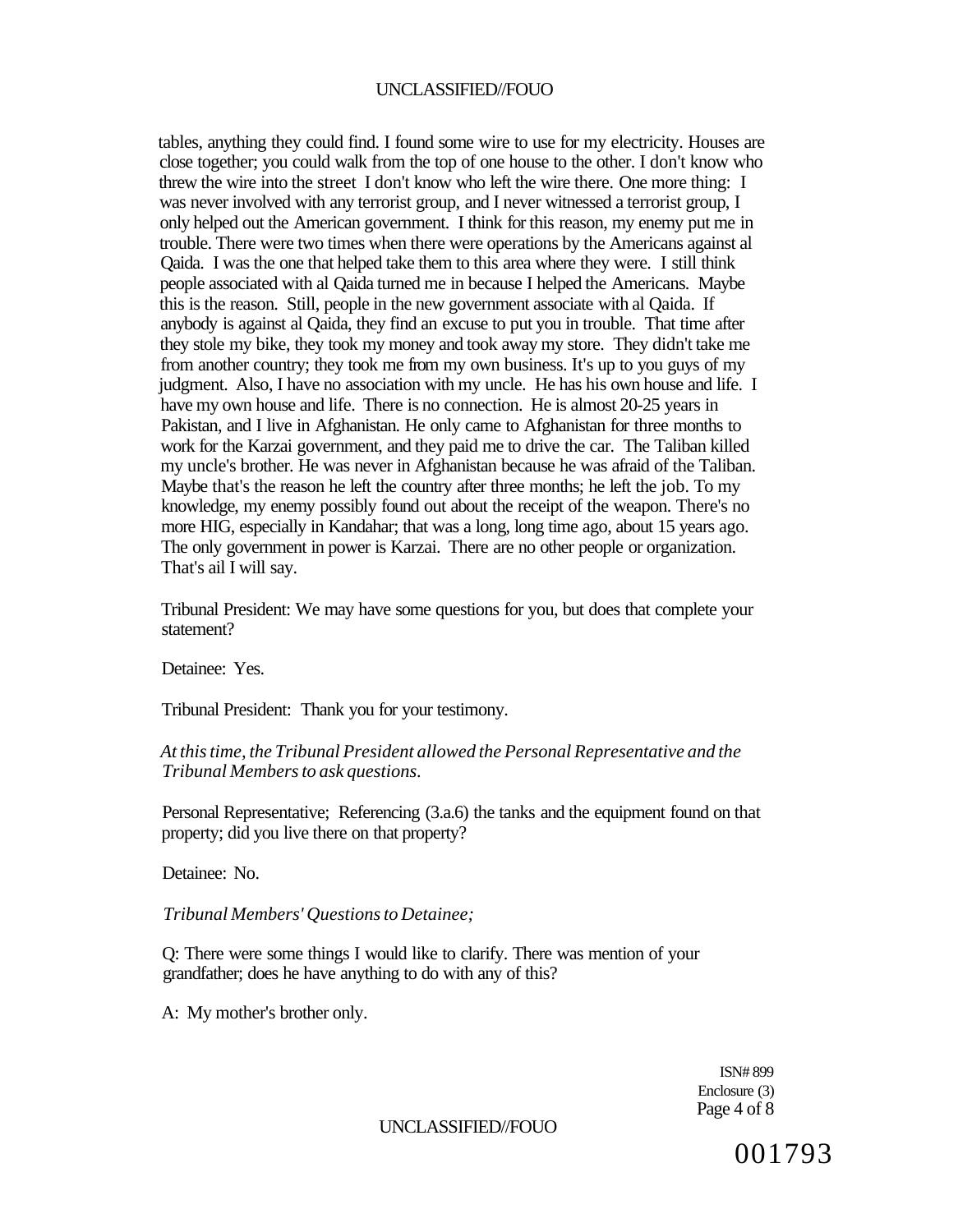tables, anything they could find. I found some wire to use for my electricity. Houses are close together; you could walk from the top of one house to the other. I don't know who threw the wire into the street I don't know who left the wire there. One more thing: I was never involved with any terrorist group, and I never witnessed a terrorist group, I only helped out the American government. I think for this reason, my enemy put me in trouble. There were two times when there were operations by the Americans against al Qaida. I was the one that helped take them to this area where they were. I still think people associated with al Qaida turned me in because I helped the Americans. Maybe this is the reason. Still, people in the new government associate with al Qaida. If anybody is against al Qaida, they find an excuse to put you in trouble. That time after they stole my bike, they took my money and took away my store. They didn't take me from another country; they took me from my own business. It's up to you guys of my judgment. Also, I have no association with my uncle. He has his own house and life. I have my own house and life. There is no connection. He is almost 20-25 years in Pakistan, and I live in Afghanistan. He only came to Afghanistan for three months to work for the Karzai government, and they paid me to drive the car. The Taliban killed my uncle's brother. He was never in Afghanistan because he was afraid of the Taliban. Maybe that's the reason he left the country after three months; he left the job. To my knowledge, my enemy possibly found out about the receipt of the weapon. There's no more HIG, especially in Kandahar; that was a long, long time ago, about 15 years ago. The only government in power is Karzai. There are no other people or organization. That's ail I will say.

Tribunal President: We may have some questions for you, but does that complete your statement?

Detainee: Yes.

Tribunal President: Thank you for your testimony.

*At this time, the Tribunal President allowed the Personal Representative and the Tribunal Members to ask questions.*

Personal Representative; Referencing (3.a.6) the tanks and the equipment found on that property; did you live there on that property?

Detainee: No.

*Tribunal Members' Questions to Detainee;*

Q: There were some things I would like to clarify. There was mention of your grandfather; does he have anything to do with any of this?

A: My mother's brother only.

ISN# 899
Enclosure (3)

001793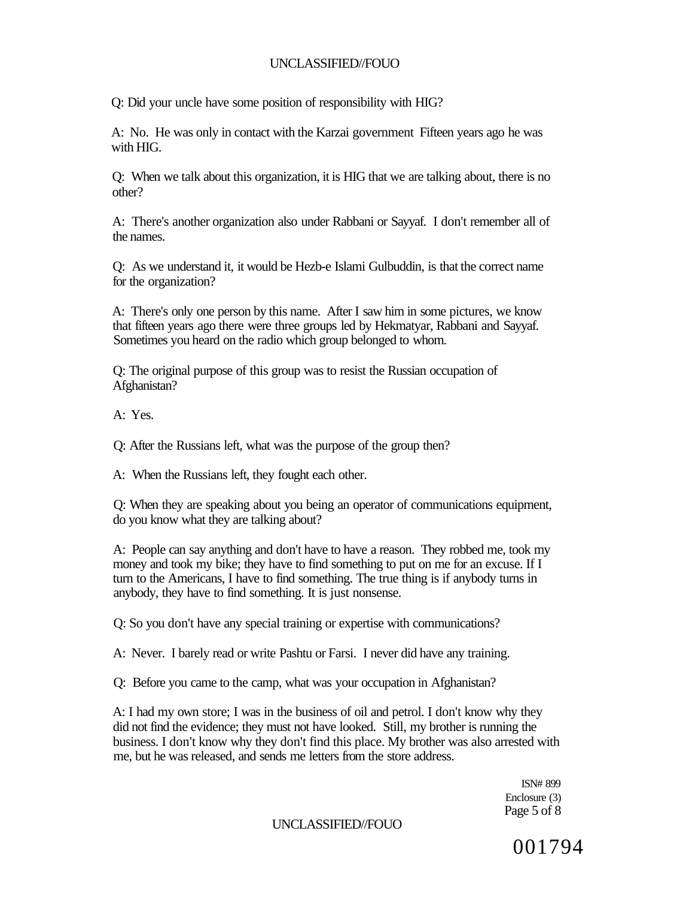Q: Did your uncle have some position of responsibility with HIG?

A: No. He was only in contact with the Karzai government Fifteen years ago he was with HIG.

Q: When we talk about this organization, it is HIG that we are talking about, there is no other?

A: There's another organization also under Rabbani or Sayyaf. I don't remember all of the names.

Q: As we understand it, it would be Hezb-e Islami Gulbuddin, is that the correct name for the organization?

A: There's only one person by this name. After I saw him in some pictures, we know that fifteen years ago there were three groups led by Hekmatyar, Rabbani and Sayyaf. Sometimes you heard on the radio which group belonged to whom.

Q: The original purpose of this group was to resist the Russian occupation of Afghanistan?

A: Yes.

Q: After the Russians left, what was the purpose of the group then?

A: When the Russians left, they fought each other.

Q: When they are speaking about you being an operator of communications equipment, do you know what they are talking about?

A: People can say anything and don't have to have a reason. They robbed me, took my money and took my bike; they have to find something to put on me for an excuse. If I turn to the Americans, I have to find something. The true thing is if anybody turns in anybody, they have to find something. It is just nonsense.

Q: So you don't have any special training or expertise with communications?

A: Never. I barely read or write Pashtu or Farsi. I never did have any training.

Q: Before you came to the camp, what was your occupation in Afghanistan?

A: I had my own store; I was in the business of oil and petrol. I don't know why they did not find the evidence; they must not have looked. Still, my brother is running the business. I don't know why they don't find this place. My brother was also arrested with me, but he was released, and sends me letters from the store address.

ISN# 899
Enclosure (3)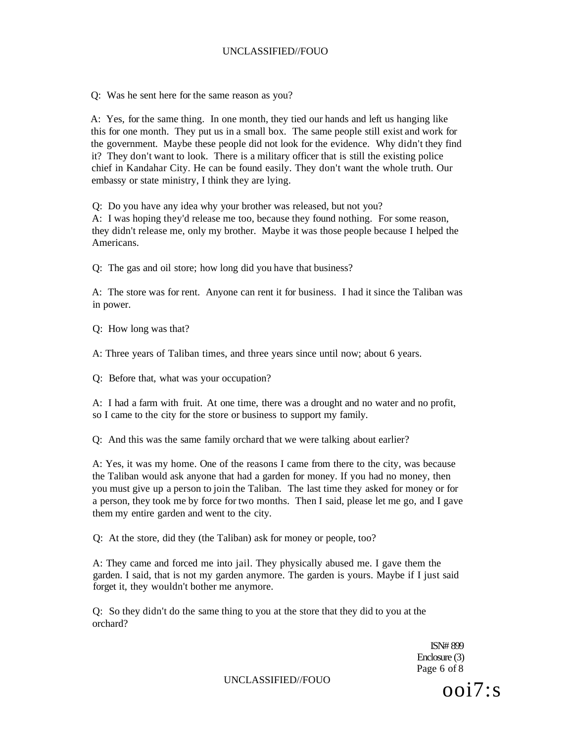Q: Was he sent here for the same reason as you?

A: Yes, for the same thing. In one month, they tied our hands and left us hanging like this for one month. They put us in a small box. The same people still exist and work for the government. Maybe these people did not look for the evidence. Why didn't they find it? They don't want to look. There is a military officer that is still the existing police chief in Kandahar City. He can be found easily. They don't want the whole truth. Our embassy or state ministry, I think they are lying.

Q: Do you have any idea why your brother was released, but not you?
A: I was hoping they'd release me too, because they found nothing. For some reason, they didn't release me, only my brother. Maybe it was those people because I helped the Americans.

Q: The gas and oil store; how long did you have that business?

A: The store was for rent. Anyone can rent it for business. I had it since the Taliban was in power.

Q: How long was that?

A: Three years of Taliban times, and three years since until now; about 6 years.

Q: Before that, what was your occupation?

A: I had a farm with fruit. At one time, there was a drought and no water and no profit, so I came to the city for the store or business to support my family.

Q: And this was the same family orchard that we were talking about earlier?

A: Yes, it was my home. One of the reasons I came from there to the city, was because the Taliban would ask anyone that had a garden for money. If you had no money, then you must give up a person to join the Taliban. The last time they asked for money or for a person, they took me by force for two months. Then I said, please let me go, and I gave them my entire garden and went to the city.

Q: At the store, did they (the Taliban) ask for money or people, too?

A: They came and forced me into jail. They physically abused me. I gave them the garden. I said, that is not my garden anymore. The garden is yours. Maybe if I just said forget it, they wouldn't bother me anymore.

Q: So they didn't do the same thing to you at the store that they did to you at the orchard?

ISN# 899
Enclosure (3)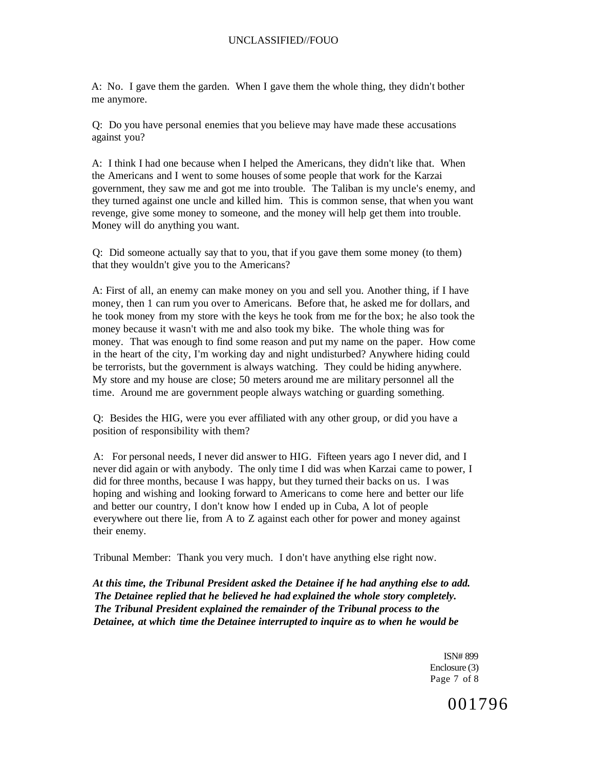A: No. I gave them the garden. When I gave them the whole thing, they didn't bother me anymore.

Q: Do you have personal enemies that you believe may have made these accusations against you?

A: I think I had one because when I helped the Americans, they didn't like that. When the Americans and I went to some houses of some people that work for the Karzai government, they saw me and got me into trouble. The Taliban is my uncle's enemy, and they turned against one uncle and killed him. This is common sense, that when you want revenge, give some money to someone, and the money will help get them into trouble. Money will do anything you want.

Q: Did someone actually say that to you, that if you gave them some money (to them) that they wouldn't give you to the Americans?

A: First of all, an enemy can make money on you and sell you. Another thing, if I have money, then 1 can rum you over to Americans. Before that, he asked me for dollars, and he took money from my store with the keys he took from me for the box; he also took the money because it wasn't with me and also took my bike. The whole thing was for money. That was enough to find some reason and put my name on the paper. How come in the heart of the city, I'm working day and night undisturbed? Anywhere hiding could be terrorists, but the government is always watching. They could be hiding anywhere. My store and my house are close; 50 meters around me are military personnel all the time. Around me are government people always watching or guarding something.

Q: Besides the HIG, were you ever affiliated with any other group, or did you have a position of responsibility with them?

A: For personal needs, I never did answer to HIG. Fifteen years ago I never did, and I never did again or with anybody. The only time I did was when Karzai came to power, I did for three months, because I was happy, but they turned their backs on us. I was hoping and wishing and looking forward to Americans to come here and better our life and better our country, I don't know how I ended up in Cuba, A lot of people everywhere out there lie, from A to Z against each other for power and money against their enemy.

Tribunal Member: Thank you very much. I don't have anything else right now.

***At this time, the Tribunal President asked the Detainee if he had anything else to add. The Detainee replied that he believed he had explained the whole story completely. The Tribunal President explained the remainder of the Tribunal process to the Detainee, at which time the Detainee interrupted to inquire as to when he would be***

ISN# 899
Enclosure (3)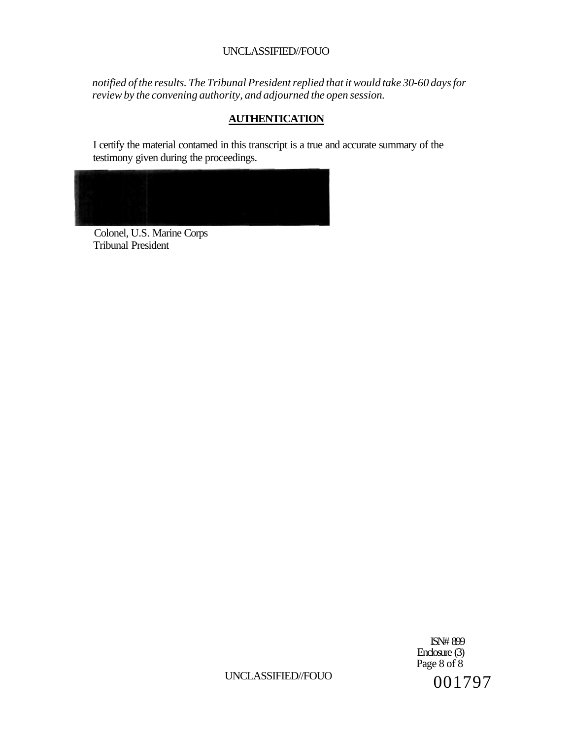*notified of the results. The Tribunal President replied that it would take 30-60 days for review by the convening authority, and adjourned the open session.*

**AUTHENTICATION**

I certify the material contamed in this transcript is a true and accurate summary of the testimony given during the proceedings.

Colonel, U.S. Marine Corps
Tribunal President

ISN# 899
Enclosure (3)

001797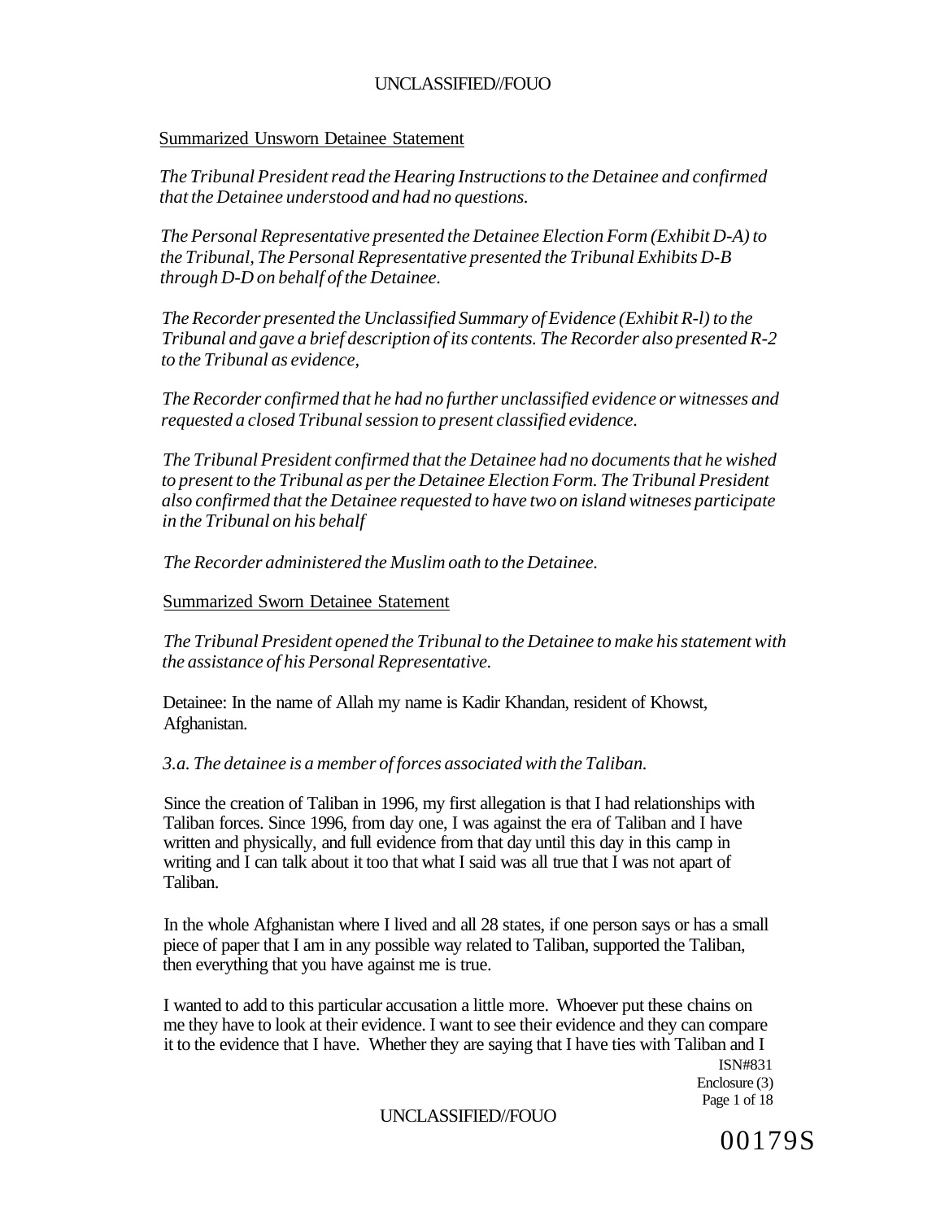Summarized Unsworn Detainee Statement

*The Tribunal President read the Hearing Instructions to the Detainee and confirmed that the Detainee understood and had no questions.*

*The Personal Representative presented the Detainee Election Form (Exhibit D-A) to the Tribunal, The Personal Representative presented the Tribunal Exhibits D-B through D-D on behalf of the Detainee.*

*The Recorder presented the Unclassified Summary of Evidence (Exhibit R-l) to the Tribunal and gave a brief description of its contents. The Recorder also presented R-2 to the Tribunal as evidence,*

*The Recorder confirmed that he had no further unclassified evidence or witnesses and requested a closed Tribunal session to present classified evidence.*

*The Tribunal President confirmed that the Detainee had no documents that he wished to present to the Tribunal as per the Detainee Election Form. The Tribunal President also confirmed that the Detainee requested to have two on island witneses participate in the Tribunal on his behalf*

*The Recorder administered the Muslim oath to the Detainee.*

Summarized Sworn Detainee Statement

*The Tribunal President opened the Tribunal to the Detainee to make his statement with the assistance of his Personal Representative.*

Detainee: In the name of Allah my name is Kadir Khandan, resident of Khowst, Afghanistan.

*3.a. The detainee is a member of forces associated with the Taliban.*

Since the creation of Taliban in 1996, my first allegation is that I had relationships with Taliban forces. Since 1996, from day one, I was against the era of Taliban and I have written and physically, and full evidence from that day until this day in this camp in writing and I can talk about it too that what I said was all true that I was not apart of Taliban.

In the whole Afghanistan where I lived and all 28 states, if one person says or has a small piece of paper that I am in any possible way related to Taliban, supported the Taliban, then everything that you have against me is true.

I wanted to add to this particular accusation a little more. Whoever put these chains on me they have to look at their evidence. I want to see their evidence and they can compare it to the evidence that I have. Whether they are saying that I have ties with Taliban and I

ISN#831
Enclosure (3)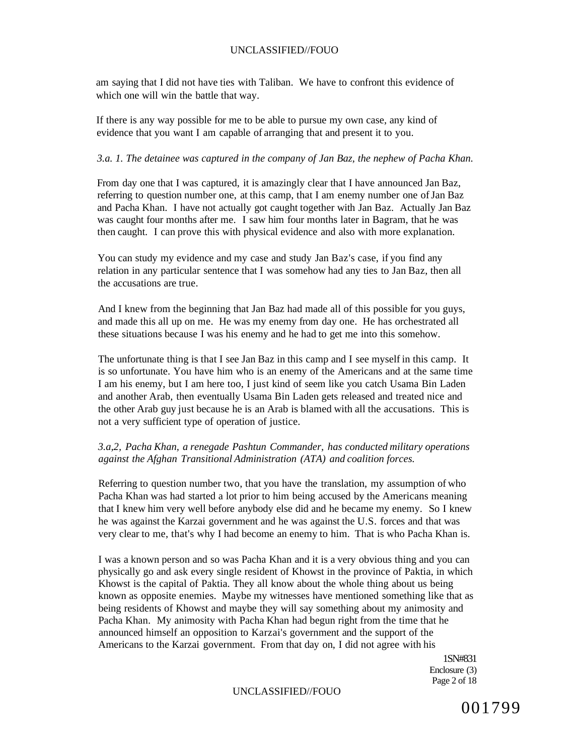am saying that I did not have ties with Taliban. We have to confront this evidence of which one will win the battle that way.

If there is any way possible for me to be able to pursue my own case, any kind of evidence that you want I am capable of arranging that and present it to you.

*3.a. 1. The detainee was captured in the company of Jan Baz, the nephew of Pacha Khan.*

From day one that I was captured, it is amazingly clear that I have announced Jan Baz, referring to question number one, at this camp, that I am enemy number one of Jan Baz and Pacha Khan. I have not actually got caught together with Jan Baz. Actually Jan Baz was caught four months after me. I saw him four months later in Bagram, that he was then caught. I can prove this with physical evidence and also with more explanation.

You can study my evidence and my case and study Jan Baz's case, if you find any relation in any particular sentence that I was somehow had any ties to Jan Baz, then all the accusations are true.

And I knew from the beginning that Jan Baz had made all of this possible for you guys, and made this all up on me. He was my enemy from day one. He has orchestrated all these situations because I was his enemy and he had to get me into this somehow.

The unfortunate thing is that I see Jan Baz in this camp and I see myself in this camp. It is so unfortunate. You have him who is an enemy of the Americans and at the same time I am his enemy, but I am here too, I just kind of seem like you catch Usama Bin Laden and another Arab, then eventually Usama Bin Laden gets released and treated nice and the other Arab guy just because he is an Arab is blamed with all the accusations. This is not a very sufficient type of operation of justice.

*3.a,2, Pacha Khan, a renegade Pashtun Commander, has conducted military operations against the Afghan Transitional Administration (ATA) and coalition forces.*

Referring to question number two, that you have the translation, my assumption of who Pacha Khan was had started a lot prior to him being accused by the Americans meaning that I knew him very well before anybody else did and he became my enemy. So I knew he was against the Karzai government and he was against the U.S. forces and that was very clear to me, that's why I had become an enemy to him. That is who Pacha Khan is.

I was a known person and so was Pacha Khan and it is a very obvious thing and you can physically go and ask every single resident of Khowst in the province of Paktia, in which Khowst is the capital of Paktia. They all know about the whole thing about us being known as opposite enemies. Maybe my witnesses have mentioned something like that as being residents of Khowst and maybe they will say something about my animosity and Pacha Khan. My animosity with Pacha Khan had begun right from the time that he announced himself an opposition to Karzai's government and the support of the Americans to the Karzai government. From that day on, I did not agree with his

1SN#831
Enclosure (3)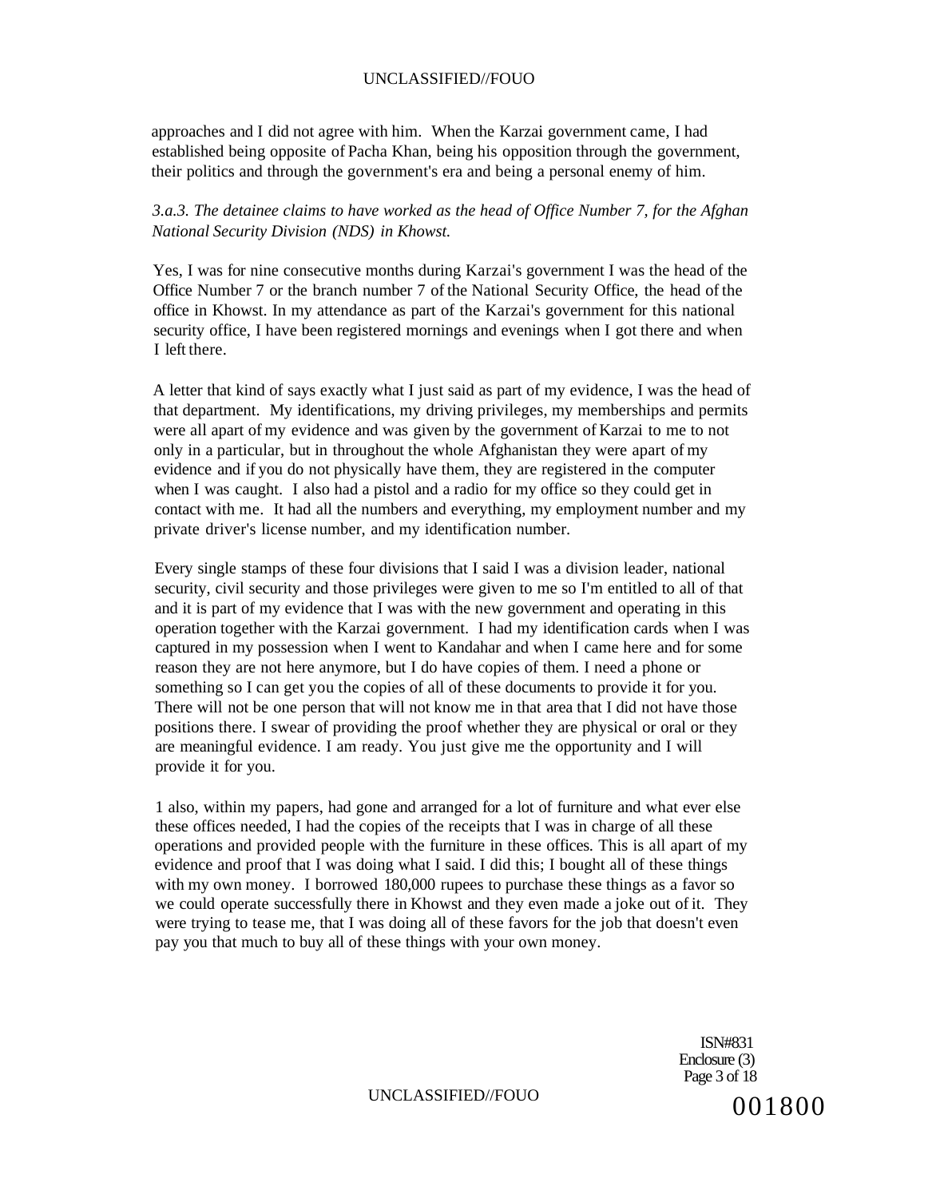approaches and I did not agree with him. When the Karzai government came, I had established being opposite of Pacha Khan, being his opposition through the government, their politics and through the government's era and being a personal enemy of him.

*3.a.3. The detainee claims to have worked as the head of Office Number 7, for the Afghan National Security Division (NDS) in Khowst.*

Yes, I was for nine consecutive months during Karzai's government I was the head of the Office Number 7 or the branch number 7 of the National Security Office, the head of the office in Khowst. In my attendance as part of the Karzai's government for this national security office, I have been registered mornings and evenings when I got there and when I left there.

A letter that kind of says exactly what I just said as part of my evidence, I was the head of that department. My identifications, my driving privileges, my memberships and permits were all apart of my evidence and was given by the government of Karzai to me to not only in a particular, but in throughout the whole Afghanistan they were apart of my evidence and if you do not physically have them, they are registered in the computer when I was caught. I also had a pistol and a radio for my office so they could get in contact with me. It had all the numbers and everything, my employment number and my private driver's license number, and my identification number.

Every single stamps of these four divisions that I said I was a division leader, national security, civil security and those privileges were given to me so I'm entitled to all of that and it is part of my evidence that I was with the new government and operating in this operation together with the Karzai government. I had my identification cards when I was captured in my possession when I went to Kandahar and when I came here and for some reason they are not here anymore, but I do have copies of them. I need a phone or something so I can get you the copies of all of these documents to provide it for you. There will not be one person that will not know me in that area that I did not have those positions there. I swear of providing the proof whether they are physical or oral or they are meaningful evidence. I am ready. You just give me the opportunity and I will provide it for you.

1 also, within my papers, had gone and arranged for a lot of furniture and what ever else these offices needed, I had the copies of the receipts that I was in charge of all these operations and provided people with the furniture in these offices. This is all apart of my evidence and proof that I was doing what I said. I did this; I bought all of these things with my own money. I borrowed 180,000 rupees to purchase these things as a favor so we could operate successfully there in Khowst and they even made a joke out of it. They were trying to tease me, that I was doing all of these favors for the job that doesn't even pay you that much to buy all of these things with your own money.

ISN#831
Enclosure (3)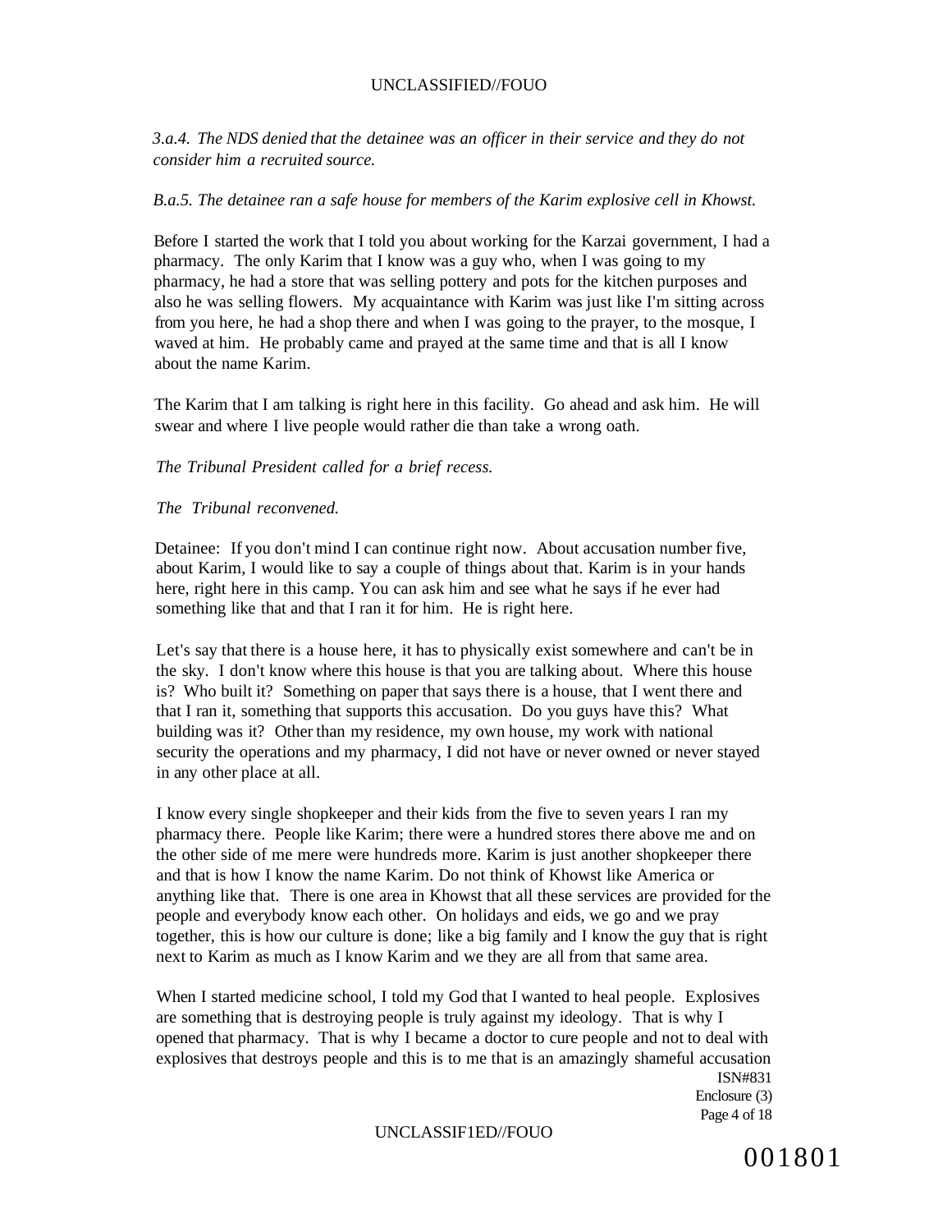*3.a.4. The NDS denied that the detainee was an officer in their service and they do not consider him a recruited source.*

*B.a.5. The detainee ran a safe house for members of the Karim explosive cell in Khowst.*

Before I started the work that I told you about working for the Karzai government, I had a pharmacy. The only Karim that I know was a guy who, when I was going to my pharmacy, he had a store that was selling pottery and pots for the kitchen purposes and also he was selling flowers. My acquaintance with Karim was just like I'm sitting across from you here, he had a shop there and when I was going to the prayer, to the mosque, I waved at him. He probably came and prayed at the same time and that is all I know about the name Karim.

The Karim that I am talking is right here in this facility. Go ahead and ask him. He will swear and where I live people would rather die than take a wrong oath.

*The Tribunal President called for a brief recess.*

*The Tribunal reconvened.*

Detainee: If you don't mind I can continue right now. About accusation number five, about Karim, I would like to say a couple of things about that. Karim is in your hands here, right here in this camp. You can ask him and see what he says if he ever had something like that and that I ran it for him. He is right here.

Let's say that there is a house here, it has to physically exist somewhere and can't be in the sky. I don't know where this house is that you are talking about. Where this house is? Who built it? Something on paper that says there is a house, that I went there and that I ran it, something that supports this accusation. Do you guys have this? What building was it? Other than my residence, my own house, my work with national security the operations and my pharmacy, I did not have or never owned or never stayed in any other place at all.

I know every single shopkeeper and their kids from the five to seven years I ran my pharmacy there. People like Karim; there were a hundred stores there above me and on the other side of me mere were hundreds more. Karim is just another shopkeeper there and that is how I know the name Karim. Do not think of Khowst like America or anything like that. There is one area in Khowst that all these services are provided for the people and everybody know each other. On holidays and eids, we go and we pray together, this is how our culture is done; like a big family and I know the guy that is right next to Karim as much as I know Karim and we they are all from that same area.

When I started medicine school, I told my God that I wanted to heal people. Explosives are something that is destroying people is truly against my ideology. That is why I opened that pharmacy. That is why I became a doctor to cure people and not to deal with explosives that destroys people and this is to me that is an amazingly shameful accusation

ISN#831
Enclosure (3)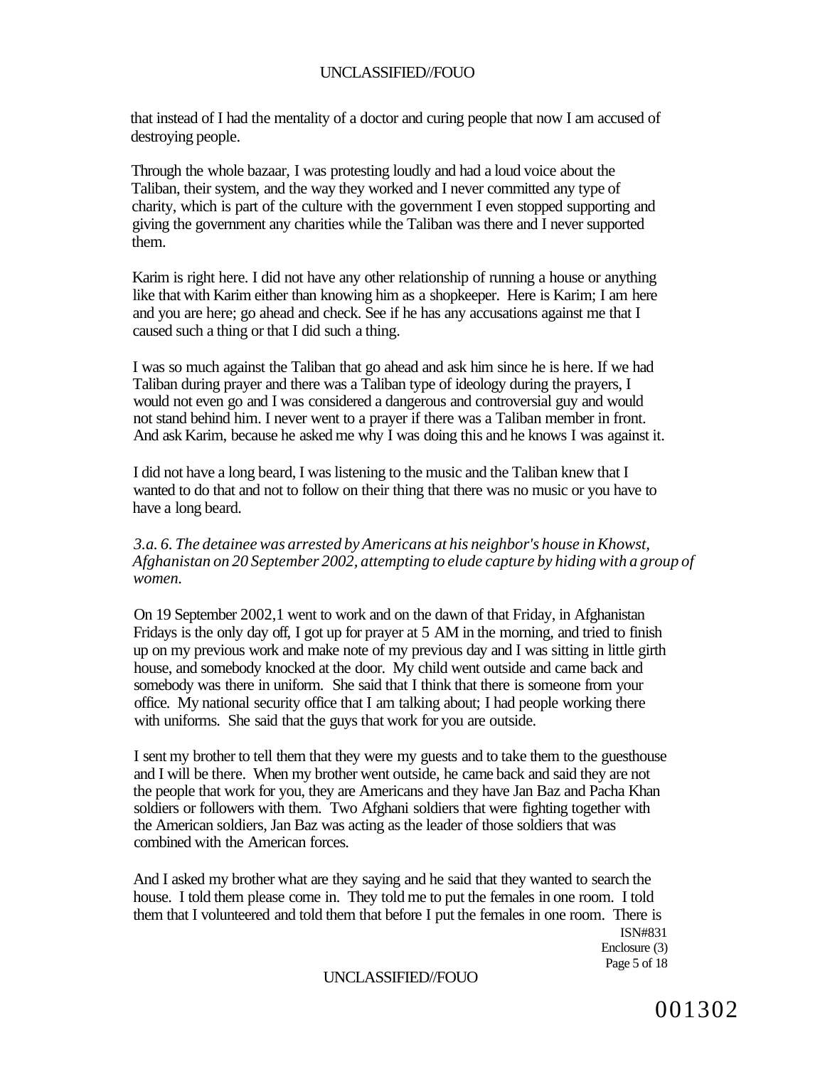that instead of I had the mentality of a doctor and curing people that now I am accused of destroying people.

Through the whole bazaar, I was protesting loudly and had a loud voice about the Taliban, their system, and the way they worked and I never committed any type of charity, which is part of the culture with the government I even stopped supporting and giving the government any charities while the Taliban was there and I never supported them.

Karim is right here. I did not have any other relationship of running a house or anything like that with Karim either than knowing him as a shopkeeper. Here is Karim; I am here and you are here; go ahead and check. See if he has any accusations against me that I caused such a thing or that I did such a thing.

I was so much against the Taliban that go ahead and ask him since he is here. If we had Taliban during prayer and there was a Taliban type of ideology during the prayers, I would not even go and I was considered a dangerous and controversial guy and would not stand behind him. I never went to a prayer if there was a Taliban member in front. And ask Karim, because he asked me why I was doing this and he knows I was against it.

I did not have a long beard, I was listening to the music and the Taliban knew that I wanted to do that and not to follow on their thing that there was no music or you have to have a long beard.

*3.a. 6. The detainee was arrested by Americans at his neighbor's house in Khowst, Afghanistan on 20 September 2002, attempting to elude capture by hiding with a group of women.*

On 19 September 2002,1 went to work and on the dawn of that Friday, in Afghanistan Fridays is the only day off, I got up for prayer at 5 AM in the morning, and tried to finish up on my previous work and make note of my previous day and I was sitting in little girth house, and somebody knocked at the door. My child went outside and came back and somebody was there in uniform. She said that I think that there is someone from your office. My national security office that I am talking about; I had people working there with uniforms. She said that the guys that work for you are outside.

I sent my brother to tell them that they were my guests and to take them to the guesthouse and I will be there. When my brother went outside, he came back and said they are not the people that work for you, they are Americans and they have Jan Baz and Pacha Khan soldiers or followers with them. Two Afghani soldiers that were fighting together with the American soldiers, Jan Baz was acting as the leader of those soldiers that was combined with the American forces.

And I asked my brother what are they saying and he said that they wanted to search the house. I told them please come in. They told me to put the females in one room. I told them that I volunteered and told them that before I put the females in one room. There is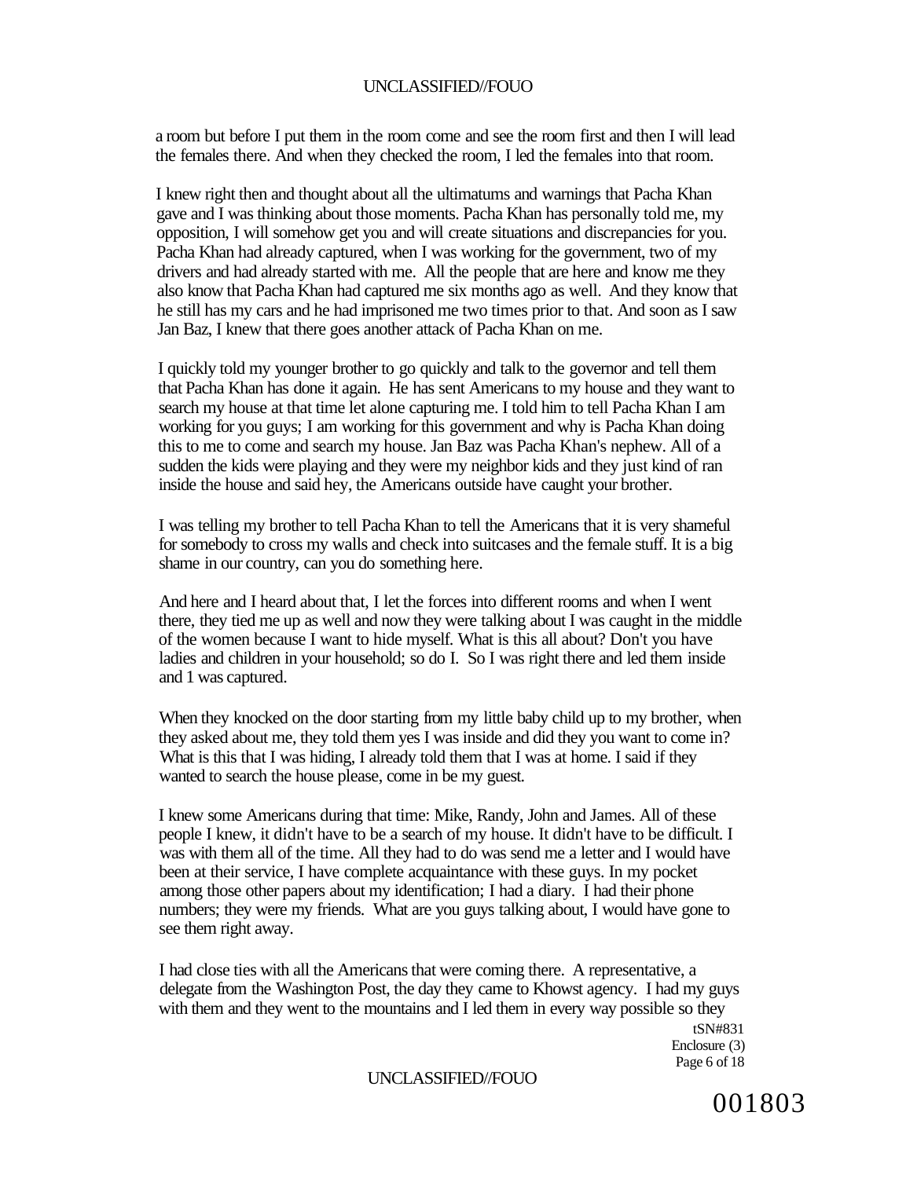a room but before I put them in the room come and see the room first and then I will lead the females there. And when they checked the room, I led the females into that room.

I knew right then and thought about all the ultimatums and warnings that Pacha Khan gave and I was thinking about those moments. Pacha Khan has personally told me, my opposition, I will somehow get you and will create situations and discrepancies for you. Pacha Khan had already captured, when I was working for the government, two of my drivers and had already started with me. All the people that are here and know me they also know that Pacha Khan had captured me six months ago as well. And they know that he still has my cars and he had imprisoned me two times prior to that. And soon as I saw Jan Baz, I knew that there goes another attack of Pacha Khan on me.

I quickly told my younger brother to go quickly and talk to the governor and tell them that Pacha Khan has done it again. He has sent Americans to my house and they want to search my house at that time let alone capturing me. I told him to tell Pacha Khan I am working for you guys; I am working for this government and why is Pacha Khan doing this to me to come and search my house. Jan Baz was Pacha Khan's nephew. All of a sudden the kids were playing and they were my neighbor kids and they just kind of ran inside the house and said hey, the Americans outside have caught your brother.

I was telling my brother to tell Pacha Khan to tell the Americans that it is very shameful for somebody to cross my walls and check into suitcases and the female stuff. It is a big shame in our country, can you do something here.

And here and I heard about that, I let the forces into different rooms and when I went there, they tied me up as well and now they were talking about I was caught in the middle of the women because I want to hide myself. What is this all about? Don't you have ladies and children in your household; so do I. So I was right there and led them inside and 1 was captured.

When they knocked on the door starting from my little baby child up to my brother, when they asked about me, they told them yes I was inside and did they you want to come in? What is this that I was hiding, I already told them that I was at home. I said if they wanted to search the house please, come in be my guest.

I knew some Americans during that time: Mike, Randy, John and James. All of these people I knew, it didn't have to be a search of my house. It didn't have to be difficult. I was with them all of the time. All they had to do was send me a letter and I would have been at their service, I have complete acquaintance with these guys. In my pocket among those other papers about my identification; I had a diary. I had their phone numbers; they were my friends. What are you guys talking about, I would have gone to see them right away.

I had close ties with all the Americans that were coming there. A representative, a delegate from the Washington Post, the day they came to Khowst agency. I had my guys with them and they went to the mountains and I led them in every way possible so they

tSN#831
Enclosure (3)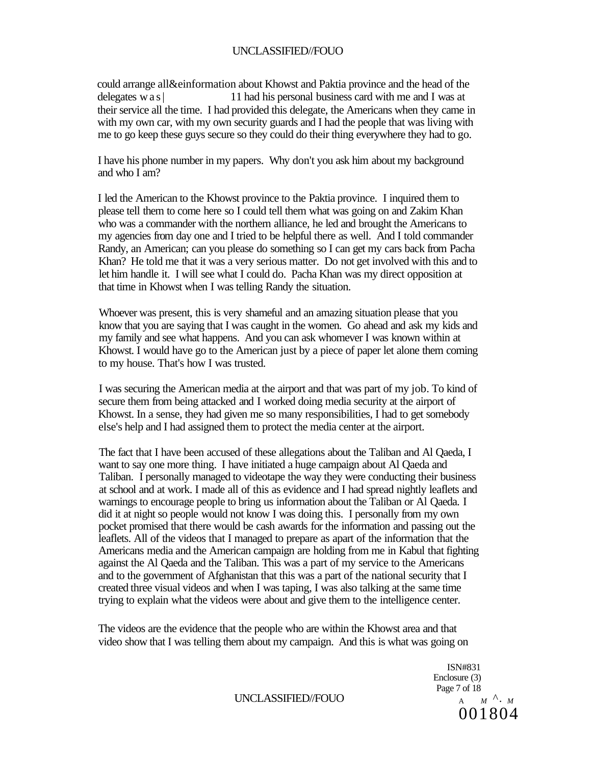could arrange all&einformation about Khowst and Paktia province and the head of the delegates w a s | 11 had his personal business card with me and I was at their service all the time. I had provided this delegate, the Americans when they came in with my own car, with my own security guards and I had the people that was living with me to go keep these guys secure so they could do their thing everywhere they had to go.

I have his phone number in my papers. Why don't you ask him about my background and who I am?

I led the American to the Khowst province to the Paktia province. I inquired them to please tell them to come here so I could tell them what was going on and Zakim Khan who was a commander with the northern alliance, he led and brought the Americans to my agencies from day one and I tried to be helpful there as well. And I told commander Randy, an American; can you please do something so I can get my cars back from Pacha Khan? He told me that it was a very serious matter. Do not get involved with this and to let him handle it. I will see what I could do. Pacha Khan was my direct opposition at that time in Khowst when I was telling Randy the situation.

Whoever was present, this is very shameful and an amazing situation please that you know that you are saying that I was caught in the women. Go ahead and ask my kids and my family and see what happens. And you can ask whomever I was known within at Khowst. I would have go to the American just by a piece of paper let alone them coming to my house. That's how I was trusted.

I was securing the American media at the airport and that was part of my job. To kind of secure them from being attacked and I worked doing media security at the airport of Khowst. In a sense, they had given me so many responsibilities, I had to get somebody else's help and I had assigned them to protect the media center at the airport.

The fact that I have been accused of these allegations about the Taliban and Al Qaeda, I want to say one more thing. I have initiated a huge campaign about Al Qaeda and Taliban. I personally managed to videotape the way they were conducting their business at school and at work. I made all of this as evidence and I had spread nightly leaflets and warnings to encourage people to bring us information about the Taliban or Al Qaeda. I did it at night so people would not know I was doing this. I personally from my own pocket promised that there would be cash awards for the information and passing out the leaflets. All of the videos that I managed to prepare as apart of the information that the Americans media and the American campaign are holding from me in Kabul that fighting against the Al Qaeda and the Taliban. This was a part of my service to the Americans and to the government of Afghanistan that this was a part of the national security that I created three visual videos and when I was taping, I was also talking at the same time trying to explain what the videos were about and give them to the intelligence center.

The videos are the evidence that the people who are within the Khowst area and that video show that I was telling them about my campaign. And this is what was going on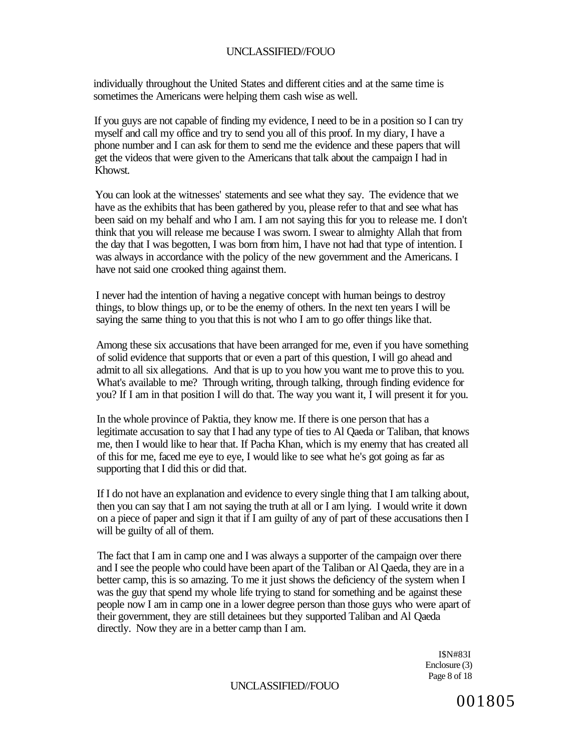individually throughout the United States and different cities and at the same time is sometimes the Americans were helping them cash wise as well.

If you guys are not capable of finding my evidence, I need to be in a position so I can try myself and call my office and try to send you all of this proof. In my diary, I have a phone number and I can ask for them to send me the evidence and these papers that will get the videos that were given to the Americans that talk about the campaign I had in Khowst.

You can look at the witnesses' statements and see what they say. The evidence that we have as the exhibits that has been gathered by you, please refer to that and see what has been said on my behalf and who I am. I am not saying this for you to release me. I don't think that you will release me because I was sworn. I swear to almighty Allah that from the day that I was begotten, I was born from him, I have not had that type of intention. I was always in accordance with the policy of the new government and the Americans. I have not said one crooked thing against them.

I never had the intention of having a negative concept with human beings to destroy things, to blow things up, or to be the enemy of others. In the next ten years I will be saying the same thing to you that this is not who I am to go offer things like that.

Among these six accusations that have been arranged for me, even if you have something of solid evidence that supports that or even a part of this question, I will go ahead and admit to all six allegations. And that is up to you how you want me to prove this to you. What's available to me? Through writing, through talking, through finding evidence for you? If I am in that position I will do that. The way you want it, I will present it for you.

In the whole province of Paktia, they know me. If there is one person that has a legitimate accusation to say that I had any type of ties to Al Qaeda or Taliban, that knows me, then I would like to hear that. If Pacha Khan, which is my enemy that has created all of this for me, faced me eye to eye, I would like to see what he's got going as far as supporting that I did this or did that.

If I do not have an explanation and evidence to every single thing that I am talking about, then you can say that I am not saying the truth at all or I am lying. I would write it down on a piece of paper and sign it that if I am guilty of any of part of these accusations then I will be guilty of all of them.

The fact that I am in camp one and I was always a supporter of the campaign over there and I see the people who could have been apart of the Taliban or Al Qaeda, they are in a better camp, this is so amazing. To me it just shows the deficiency of the system when I was the guy that spend my whole life trying to stand for something and be against these people now I am in camp one in a lower degree person than those guys who were apart of their government, they are still detainees but they supported Taliban and Al Qaeda directly. Now they are in a better camp than I am.

I$N#83I
Enclosure (3)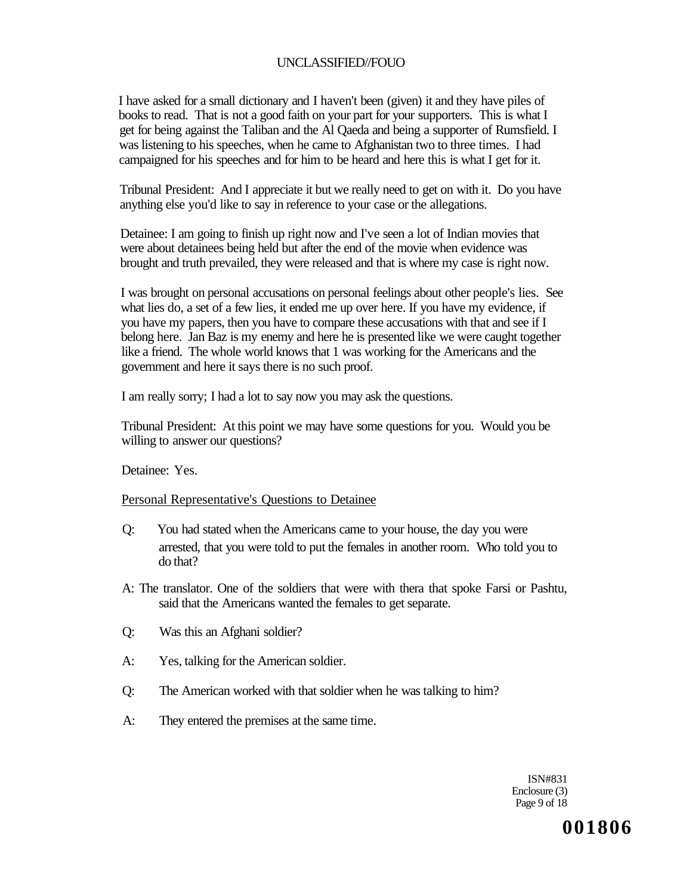I have asked for a small dictionary and I haven't been (given) it and they have piles of books to read. That is not a good faith on your part for your supporters. This is what I get for being against the Taliban and the Al Qaeda and being a supporter of Rumsfield. I was listening to his speeches, when he came to Afghanistan two to three times. I had campaigned for his speeches and for him to be heard and here this is what I get for it.

Tribunal President: And I appreciate it but we really need to get on with it. Do you have anything else you'd like to say in reference to your case or the allegations.

Detainee: I am going to finish up right now and I've seen a lot of Indian movies that were about detainees being held but after the end of the movie when evidence was brought and truth prevailed, they were released and that is where my case is right now.

I was brought on personal accusations on personal feelings about other people's lies. See what lies do, a set of a few lies, it ended me up over here. If you have my evidence, if you have my papers, then you have to compare these accusations with that and see if I belong here. Jan Baz is my enemy and here he is presented like we were caught together like a friend. The whole world knows that 1 was working for the Americans and the government and here it says there is no such proof.

I am really sorry; I had a lot to say now you may ask the questions.

Tribunal President: At this point we may have some questions for you. Would you be willing to answer our questions?

Detainee: Yes.

Personal Representative's Questions to Detainee

Q: You had stated when the Americans came to your house, the day you were arrested, that you were told to put the females in another room. Who told you to do that?

A: The translator. One of the soldiers that were with thera that spoke Farsi or Pashtu, said that the Americans wanted the females to get separate.

Q: Was this an Afghani soldier?

A: Yes, talking for the American soldier.

Q: The American worked with that soldier when he was talking to him?

A: They entered the premises at the same time.

ISN#831
Enclosure (3)
Page 9 of 18

001806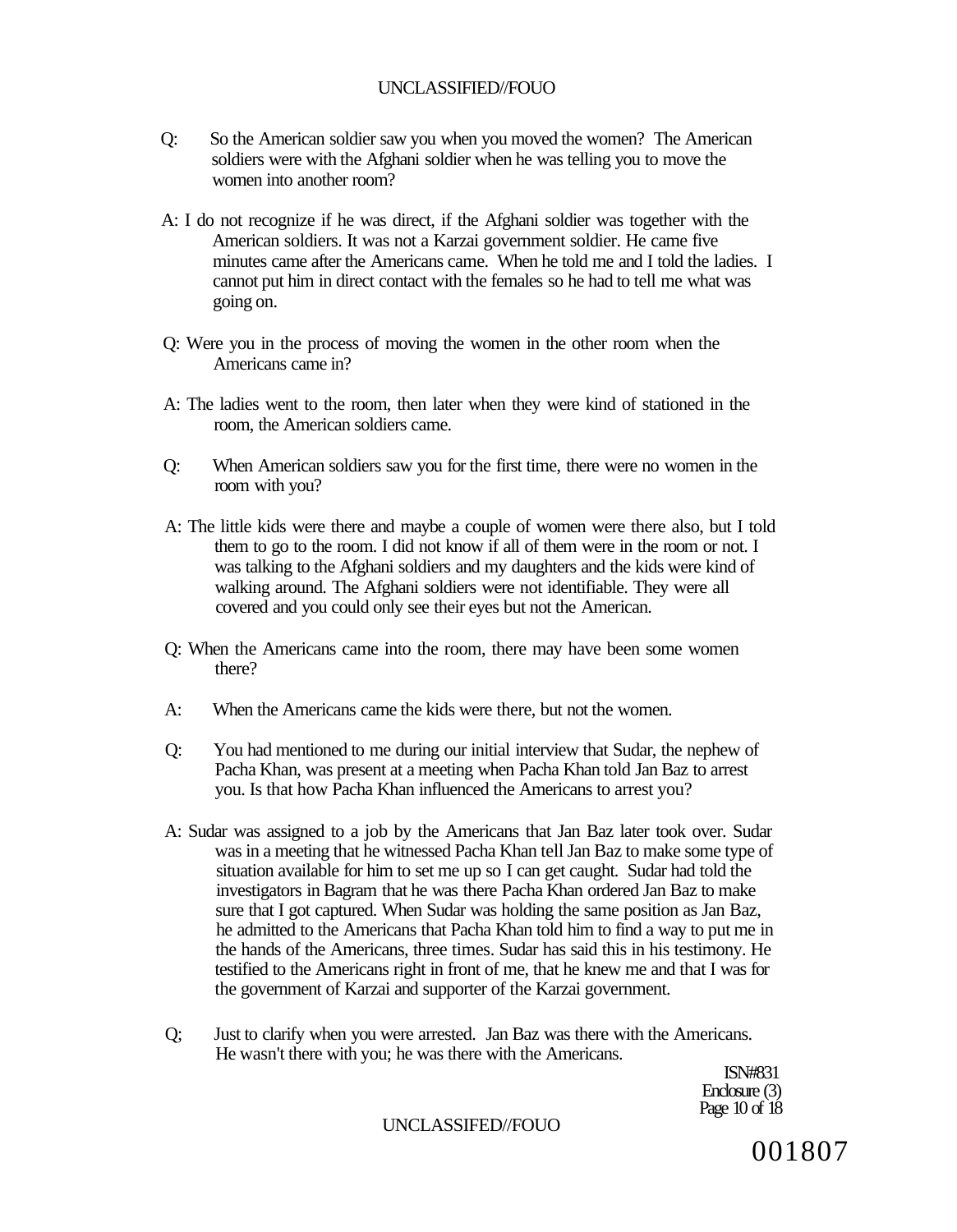Q: So the American soldier saw you when you moved the women? The American soldiers were with the Afghani soldier when he was telling you to move the women into another room?

A: I do not recognize if he was direct, if the Afghani soldier was together with the American soldiers. It was not a Karzai government soldier. He came five minutes came after the Americans came. When he told me and I told the ladies. I cannot put him in direct contact with the females so he had to tell me what was going on.

Q: Were you in the process of moving the women in the other room when the Americans came in?

A: The ladies went to the room, then later when they were kind of stationed in the room, the American soldiers came.

Q: When American soldiers saw you for the first time, there were no women in the room with you?

A: The little kids were there and maybe a couple of women were there also, but I told them to go to the room. I did not know if all of them were in the room or not. I was talking to the Afghani soldiers and my daughters and the kids were kind of walking around. The Afghani soldiers were not identifiable. They were all covered and you could only see their eyes but not the American.

Q: When the Americans came into the room, there may have been some women there?

A: When the Americans came the kids were there, but not the women.

Q: You had mentioned to me during our initial interview that Sudar, the nephew of Pacha Khan, was present at a meeting when Pacha Khan told Jan Baz to arrest you. Is that how Pacha Khan influenced the Americans to arrest you?

A: Sudar was assigned to a job by the Americans that Jan Baz later took over. Sudar was in a meeting that he witnessed Pacha Khan tell Jan Baz to make some type of situation available for him to set me up so I can get caught. Sudar had told the investigators in Bagram that he was there Pacha Khan ordered Jan Baz to make sure that I got captured. When Sudar was holding the same position as Jan Baz, he admitted to the Americans that Pacha Khan told him to find a way to put me in the hands of the Americans, three times. Sudar has said this in his testimony. He testified to the Americans right in front of me, that he knew me and that I was for the government of Karzai and supporter of the Karzai government.

Q; Just to clarify when you were arrested. Jan Baz was there with the Americans. He wasn't there with you; he was there with the Americans.

ISN#831
Enclosure (3)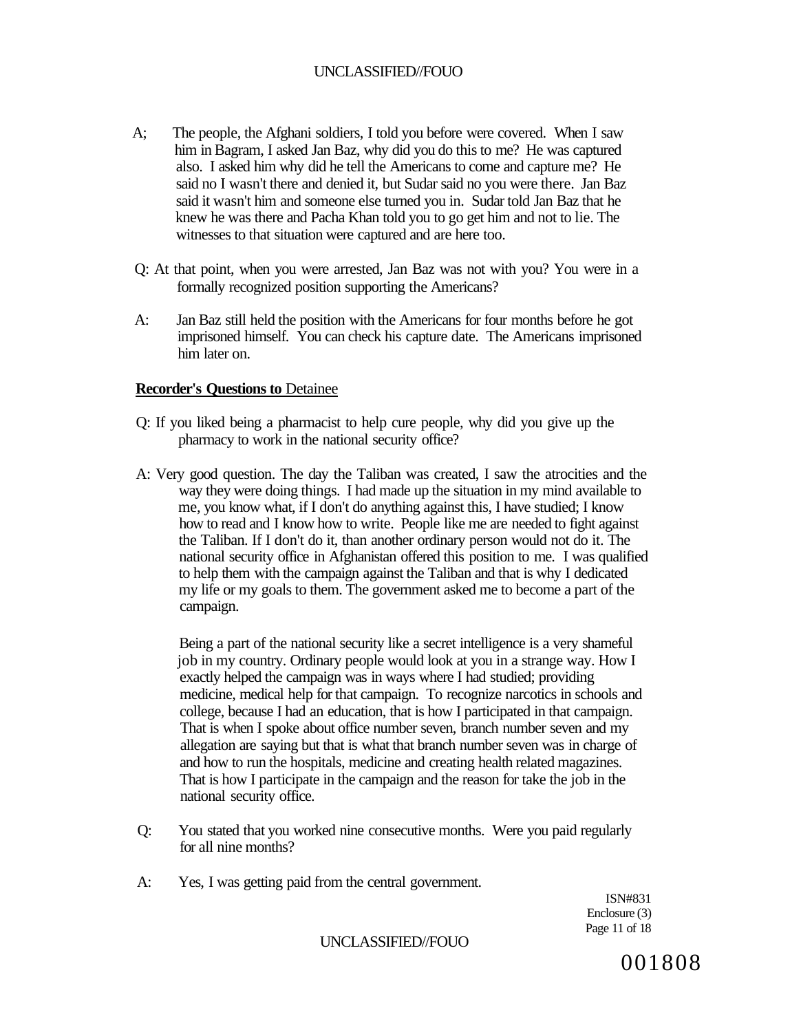A; The people, the Afghani soldiers, I told you before were covered. When I saw him in Bagram, I asked Jan Baz, why did you do this to me? He was captured also. I asked him why did he tell the Americans to come and capture me? He said no I wasn't there and denied it, but Sudar said no you were there. Jan Baz said it wasn't him and someone else turned you in. Sudar told Jan Baz that he knew he was there and Pacha Khan told you to go get him and not to lie. The witnesses to that situation were captured and are here too.

Q: At that point, when you were arrested, Jan Baz was not with you? You were in a formally recognized position supporting the Americans?

A: Jan Baz still held the position with the Americans for four months before he got imprisoned himself. You can check his capture date. The Americans imprisoned him later on.

**Recorder's Questions to** Detainee

Q: If you liked being a pharmacist to help cure people, why did you give up the pharmacy to work in the national security office?

A: Very good question. The day the Taliban was created, I saw the atrocities and the way they were doing things. I had made up the situation in my mind available to me, you know what, if I don't do anything against this, I have studied; I know how to read and I know how to write. People like me are needed to fight against the Taliban. If I don't do it, than another ordinary person would not do it. The national security office in Afghanistan offered this position to me. I was qualified to help them with the campaign against the Taliban and that is why I dedicated my life or my goals to them. The government asked me to become a part of the campaign.

Being a part of the national security like a secret intelligence is a very shameful job in my country. Ordinary people would look at you in a strange way. How I exactly helped the campaign was in ways where I had studied; providing medicine, medical help for that campaign. To recognize narcotics in schools and college, because I had an education, that is how I participated in that campaign. That is when I spoke about office number seven, branch number seven and my allegation are saying but that is what that branch number seven was in charge of and how to run the hospitals, medicine and creating health related magazines. That is how I participate in the campaign and the reason for take the job in the national security office.

Q: You stated that you worked nine consecutive months. Were you paid regularly for all nine months?

A: Yes, I was getting paid from the central government.

ISN#831
Enclosure (3)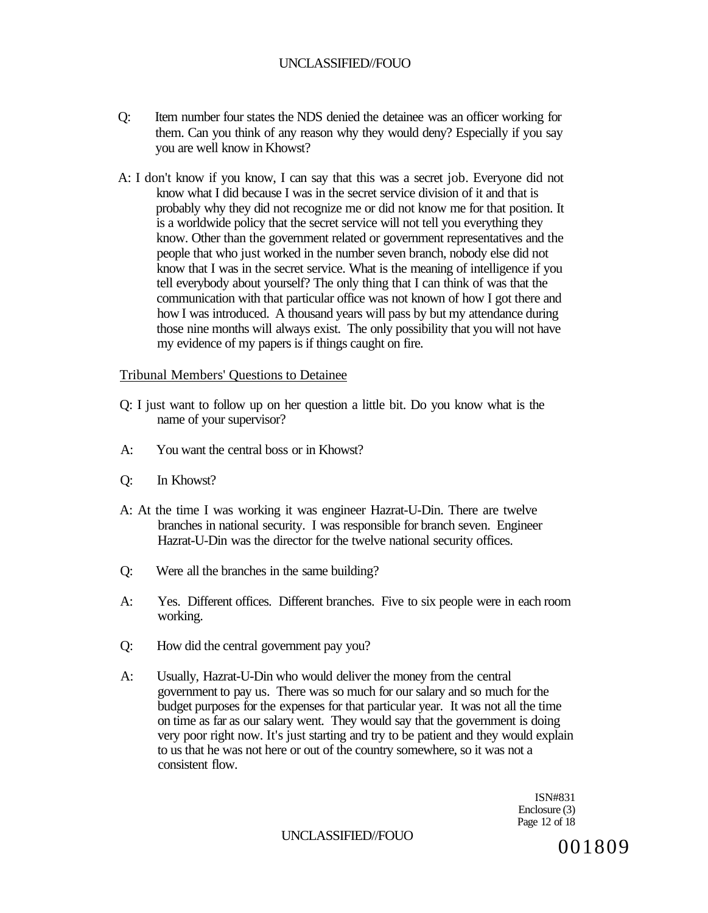Q: Item number four states the NDS denied the detainee was an officer working for them. Can you think of any reason why they would deny? Especially if you say you are well know in Khowst?

A: I don't know if you know, I can say that this was a secret job. Everyone did not know what I did because I was in the secret service division of it and that is probably why they did not recognize me or did not know me for that position. It is a worldwide policy that the secret service will not tell you everything they know. Other than the government related or government representatives and the people that who just worked in the number seven branch, nobody else did not know that I was in the secret service. What is the meaning of intelligence if you tell everybody about yourself? The only thing that I can think of was that the communication with that particular office was not known of how I got there and how I was introduced. A thousand years will pass by but my attendance during those nine months will always exist. The only possibility that you will not have my evidence of my papers is if things caught on fire.

Tribunal Members' Questions to Detainee

Q: I just want to follow up on her question a little bit. Do you know what is the name of your supervisor?

A: You want the central boss or in Khowst?

Q: In Khowst?

A: At the time I was working it was engineer Hazrat-U-Din. There are twelve branches in national security. I was responsible for branch seven. Engineer Hazrat-U-Din was the director for the twelve national security offices.

Q: Were all the branches in the same building?

A: Yes. Different offices. Different branches. Five to six people were in each room working.

Q: How did the central government pay you?

A: Usually, Hazrat-U-Din who would deliver the money from the central government to pay us. There was so much for our salary and so much for the budget purposes for the expenses for that particular year. It was not all the time on time as far as our salary went. They would say that the government is doing very poor right now. It's just starting and try to be patient and they would explain to us that he was not here or out of the country somewhere, so it was not a consistent flow.

ISN#831
Enclosure (3)

001809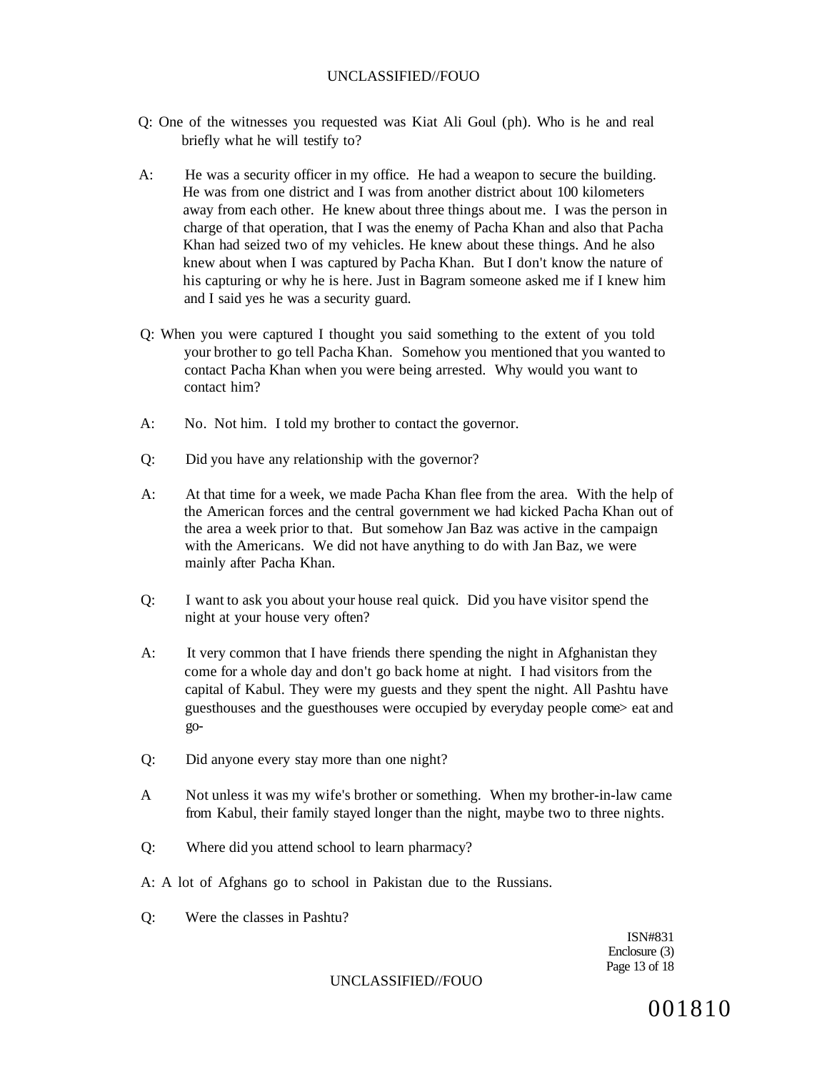Q: One of the witnesses you requested was Kiat Ali Goul (ph). Who is he and real briefly what he will testify to?

A: He was a security officer in my office. He had a weapon to secure the building. He was from one district and I was from another district about 100 kilometers away from each other. He knew about three things about me. I was the person in charge of that operation, that I was the enemy of Pacha Khan and also that Pacha Khan had seized two of my vehicles. He knew about these things. And he also knew about when I was captured by Pacha Khan. But I don't know the nature of his capturing or why he is here. Just in Bagram someone asked me if I knew him and I said yes he was a security guard.

Q: When you were captured I thought you said something to the extent of you told your brother to go tell Pacha Khan. Somehow you mentioned that you wanted to contact Pacha Khan when you were being arrested. Why would you want to contact him?

A: No. Not him. I told my brother to contact the governor.

Q: Did you have any relationship with the governor?

A: At that time for a week, we made Pacha Khan flee from the area. With the help of the American forces and the central government we had kicked Pacha Khan out of the area a week prior to that. But somehow Jan Baz was active in the campaign with the Americans. We did not have anything to do with Jan Baz, we were mainly after Pacha Khan.

Q: I want to ask you about your house real quick. Did you have visitor spend the night at your house very often?

A: It very common that I have friends there spending the night in Afghanistan they come for a whole day and don't go back home at night. I had visitors from the capital of Kabul. They were my guests and they spent the night. All Pashtu have guesthouses and the guesthouses were occupied by everyday people come> eat and go-

Q: Did anyone every stay more than one night?

A Not unless it was my wife's brother or something. When my brother-in-law came from Kabul, their family stayed longer than the night, maybe two to three nights.

Q: Where did you attend school to learn pharmacy?

A: A lot of Afghans go to school in Pakistan due to the Russians.

Q: Were the classes in Pashtu?

ISN#831
Enclosure (3)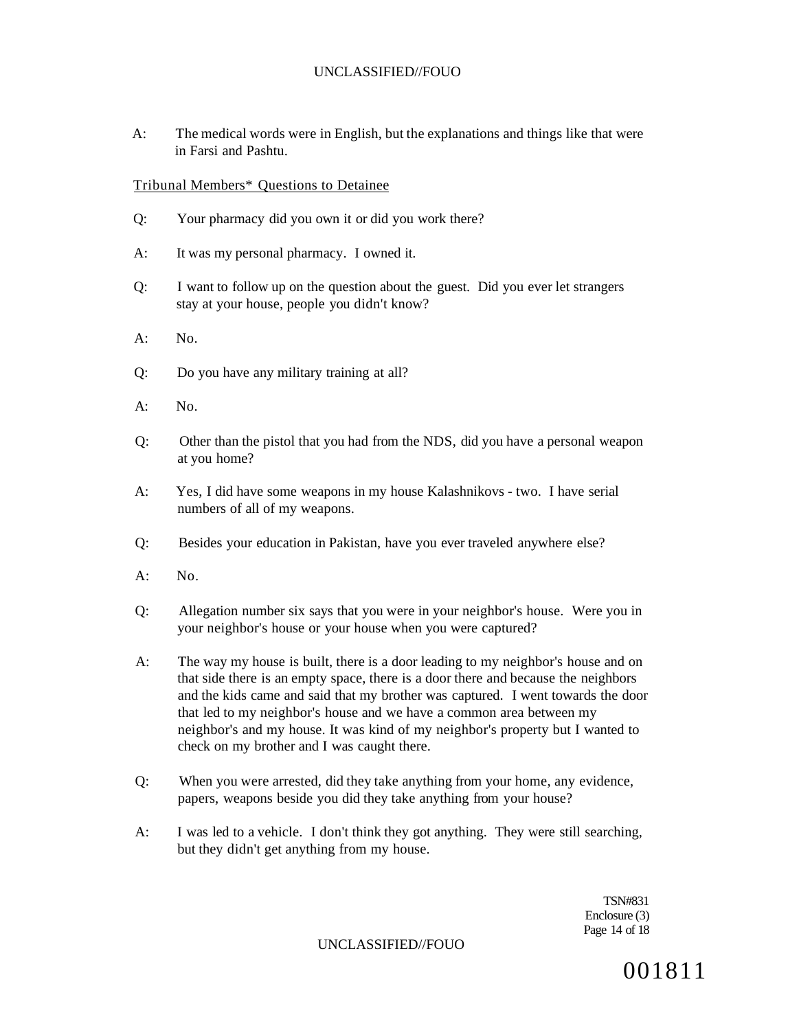A: The medical words were in English, but the explanations and things like that were in Farsi and Pashtu.

Tribunal Members* Questions to Detainee

Q: Your pharmacy did you own it or did you work there?

A: It was my personal pharmacy. I owned it.

Q: I want to follow up on the question about the guest. Did you ever let strangers stay at your house, people you didn't know?

A: No.

Q: Do you have any military training at all?

A: No.

Q: Other than the pistol that you had from the NDS, did you have a personal weapon at you home?

A: Yes, I did have some weapons in my house Kalashnikovs - two. I have serial numbers of all of my weapons.

Q: Besides your education in Pakistan, have you ever traveled anywhere else?

A: No.

Q: Allegation number six says that you were in your neighbor's house. Were you in your neighbor's house or your house when you were captured?

A: The way my house is built, there is a door leading to my neighbor's house and on that side there is an empty space, there is a door there and because the neighbors and the kids came and said that my brother was captured. I went towards the door that led to my neighbor's house and we have a common area between my neighbor's and my house. It was kind of my neighbor's property but I wanted to check on my brother and I was caught there.

Q: When you were arrested, did they take anything from your home, any evidence, papers, weapons beside you did they take anything from your house?

A: I was led to a vehicle. I don't think they got anything. They were still searching, but they didn't get anything from my house.

TSN#831
Enclosure (3)

001811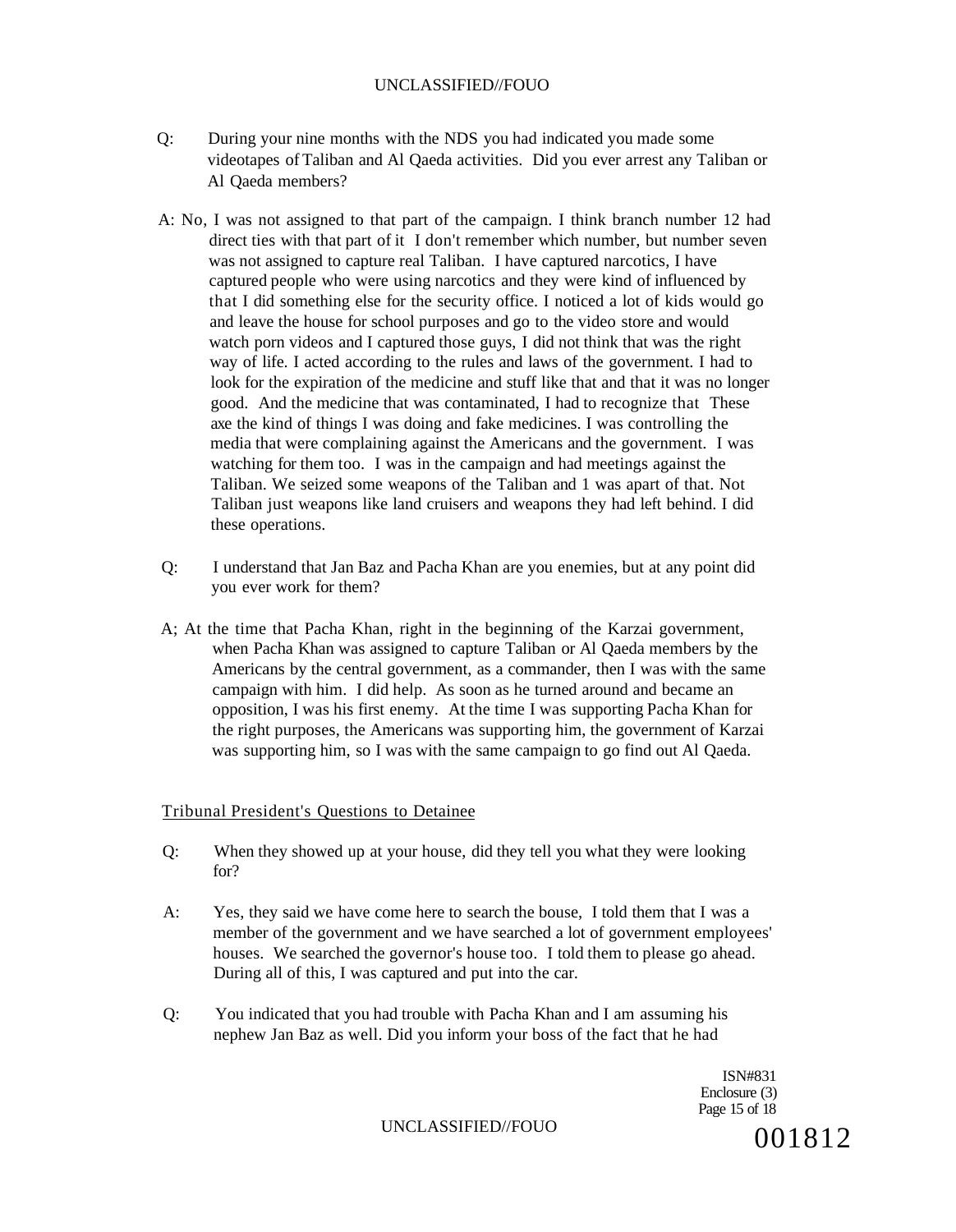Q: During your nine months with the NDS you had indicated you made some videotapes of Taliban and Al Qaeda activities. Did you ever arrest any Taliban or Al Qaeda members?

A: No, I was not assigned to that part of the campaign. I think branch number 12 had direct ties with that part of it I don't remember which number, but number seven was not assigned to capture real Taliban. I have captured narcotics, I have captured people who were using narcotics and they were kind of influenced by that I did something else for the security office. I noticed a lot of kids would go and leave the house for school purposes and go to the video store and would watch porn videos and I captured those guys, I did not think that was the right way of life. I acted according to the rules and laws of the government. I had to look for the expiration of the medicine and stuff like that and that it was no longer good. And the medicine that was contaminated, I had to recognize that These axe the kind of things I was doing and fake medicines. I was controlling the media that were complaining against the Americans and the government. I was watching for them too. I was in the campaign and had meetings against the Taliban. We seized some weapons of the Taliban and 1 was apart of that. Not Taliban just weapons like land cruisers and weapons they had left behind. I did these operations.

Q: I understand that Jan Baz and Pacha Khan are you enemies, but at any point did you ever work for them?

A; At the time that Pacha Khan, right in the beginning of the Karzai government, when Pacha Khan was assigned to capture Taliban or Al Qaeda members by the Americans by the central government, as a commander, then I was with the same campaign with him. I did help. As soon as he turned around and became an opposition, I was his first enemy. At the time I was supporting Pacha Khan for the right purposes, the Americans was supporting him, the government of Karzai was supporting him, so I was with the same campaign to go find out Al Qaeda.

<u>Tribunal President's Questions to Detainee</u>

Q: When they showed up at your house, did they tell you what they were looking for?

A: Yes, they said we have come here to search the bouse, I told them that I was a member of the government and we have searched a lot of government employees' houses. We searched the governor's house too. I told them to please go ahead. During all of this, I was captured and put into the car.

Q: You indicated that you had trouble with Pacha Khan and I am assuming his nephew Jan Baz as well. Did you inform your boss of the fact that he had

ISN#831
Enclosure (3)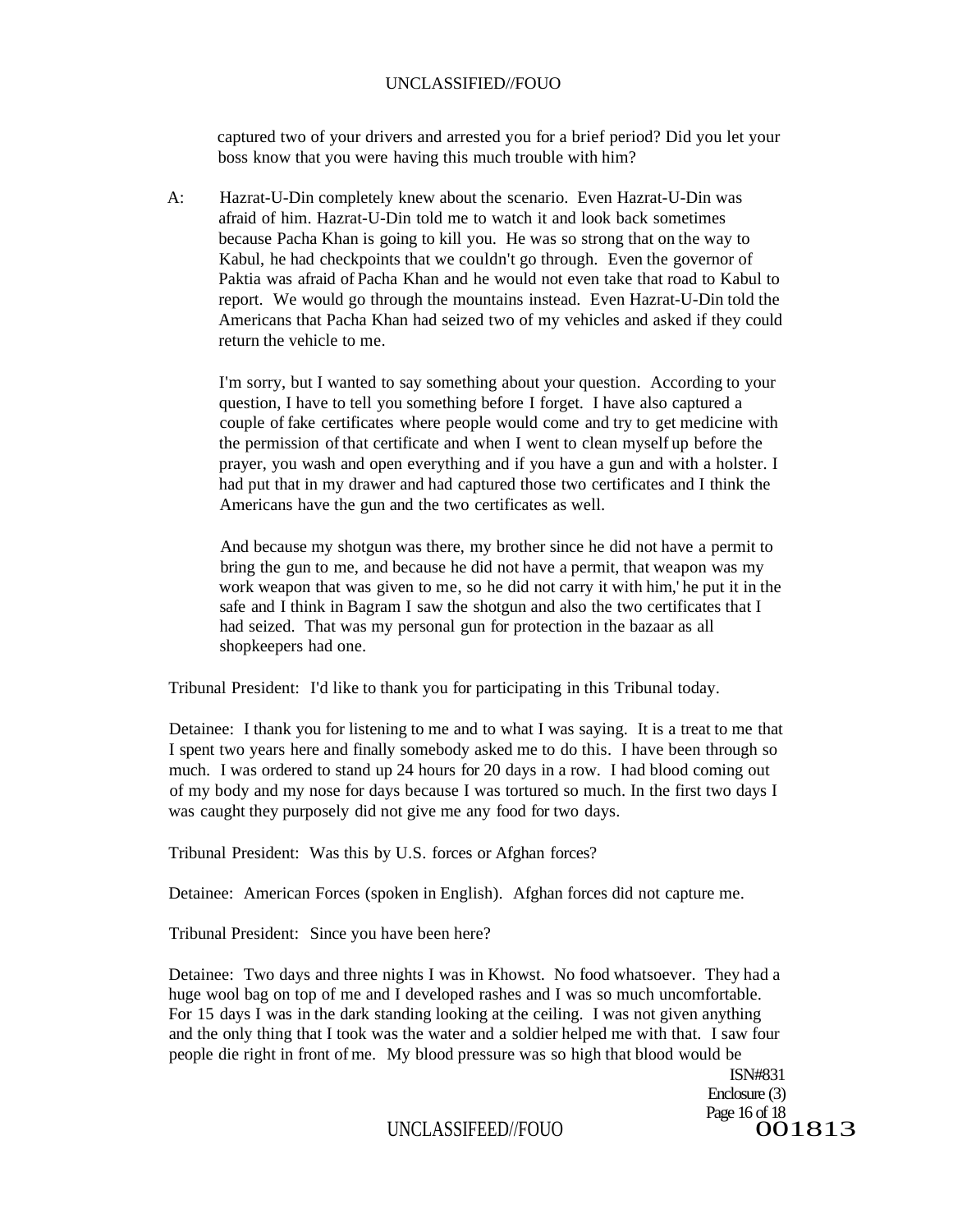captured two of your drivers and arrested you for a brief period? Did you let your boss know that you were having this much trouble with him?

A: Hazrat-U-Din completely knew about the scenario. Even Hazrat-U-Din was afraid of him. Hazrat-U-Din told me to watch it and look back sometimes because Pacha Khan is going to kill you. He was so strong that on the way to Kabul, he had checkpoints that we couldn't go through. Even the governor of Paktia was afraid of Pacha Khan and he would not even take that road to Kabul to report. We would go through the mountains instead. Even Hazrat-U-Din told the Americans that Pacha Khan had seized two of my vehicles and asked if they could return the vehicle to me.

I'm sorry, but I wanted to say something about your question. According to your question, I have to tell you something before I forget. I have also captured a couple of fake certificates where people would come and try to get medicine with the permission of that certificate and when I went to clean myself up before the prayer, you wash and open everything and if you have a gun and with a holster. I had put that in my drawer and had captured those two certificates and I think the Americans have the gun and the two certificates as well.

And because my shotgun was there, my brother since he did not have a permit to bring the gun to me, and because he did not have a permit, that weapon was my work weapon that was given to me, so he did not carry it with him,' he put it in the safe and I think in Bagram I saw the shotgun and also the two certificates that I had seized. That was my personal gun for protection in the bazaar as all shopkeepers had one.

Tribunal President: I'd like to thank you for participating in this Tribunal today.

Detainee: I thank you for listening to me and to what I was saying. It is a treat to me that I spent two years here and finally somebody asked me to do this. I have been through so much. I was ordered to stand up 24 hours for 20 days in a row. I had blood coming out of my body and my nose for days because I was tortured so much. In the first two days I was caught they purposely did not give me any food for two days.

Tribunal President: Was this by U.S. forces or Afghan forces?

Detainee: American Forces (spoken in English). Afghan forces did not capture me.

Tribunal President: Since you have been here?

Detainee: Two days and three nights I was in Khowst. No food whatsoever. They had a huge wool bag on top of me and I developed rashes and I was so much uncomfortable. For 15 days I was in the dark standing looking at the ceiling. I was not given anything and the only thing that I took was the water and a soldier helped me with that. I saw four people die right in front of me. My blood pressure was so high that blood would be

ISN#831
Enclosure (3)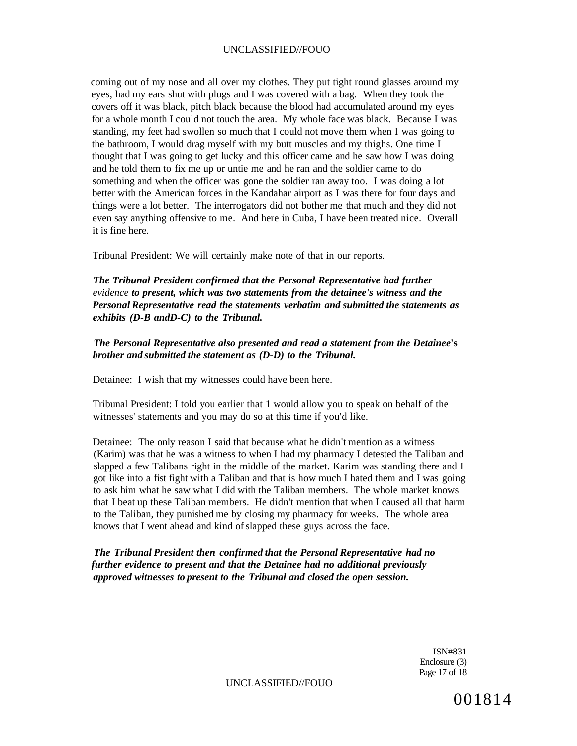coming out of my nose and all over my clothes. They put tight round glasses around my eyes, had my ears shut with plugs and I was covered with a bag. When they took the covers off it was black, pitch black because the blood had accumulated around my eyes for a whole month I could not touch the area. My whole face was black. Because I was standing, my feet had swollen so much that I could not move them when I was going to the bathroom, I would drag myself with my butt muscles and my thighs. One time I thought that I was going to get lucky and this officer came and he saw how I was doing and he told them to fix me up or untie me and he ran and the soldier came to do something and when the officer was gone the soldier ran away too. I was doing a lot better with the American forces in the Kandahar airport as I was there for four days and things were a lot better. The interrogators did not bother me that much and they did not even say anything offensive to me. And here in Cuba, I have been treated nice. Overall it is fine here.

Tribunal President: We will certainly make note of that in our reports.

***The Tribunal President confirmed that the Personal Representative had further*** *evidence* ***to present, which was two statements from the detainee's witness and the Personal Representative read the statements verbatim and submitted the statements as exhibits (D-B andD-C) to the Tribunal.***

***The Personal Representative also presented and read a statement from the Detainee's brother and submitted the statement as (D-D) to the Tribunal.***

Detainee: I wish that my witnesses could have been here.

Tribunal President: I told you earlier that 1 would allow you to speak on behalf of the witnesses' statements and you may do so at this time if you'd like.

Detainee: The only reason I said that because what he didn't mention as a witness (Karim) was that he was a witness to when I had my pharmacy I detested the Taliban and slapped a few Talibans right in the middle of the market. Karim was standing there and I got like into a fist fight with a Taliban and that is how much I hated them and I was going to ask him what he saw what I did with the Taliban members. The whole market knows that I beat up these Taliban members. He didn't mention that when I caused all that harm to the Taliban, they punished me by closing my pharmacy for weeks. The whole area knows that I went ahead and kind of slapped these guys across the face.

***The Tribunal President then confirmed that the Personal Representative had no further evidence to present and that the Detainee had no additional previously approved witnesses to present to the Tribunal and closed the open session.***

ISN#831
Enclosure (3)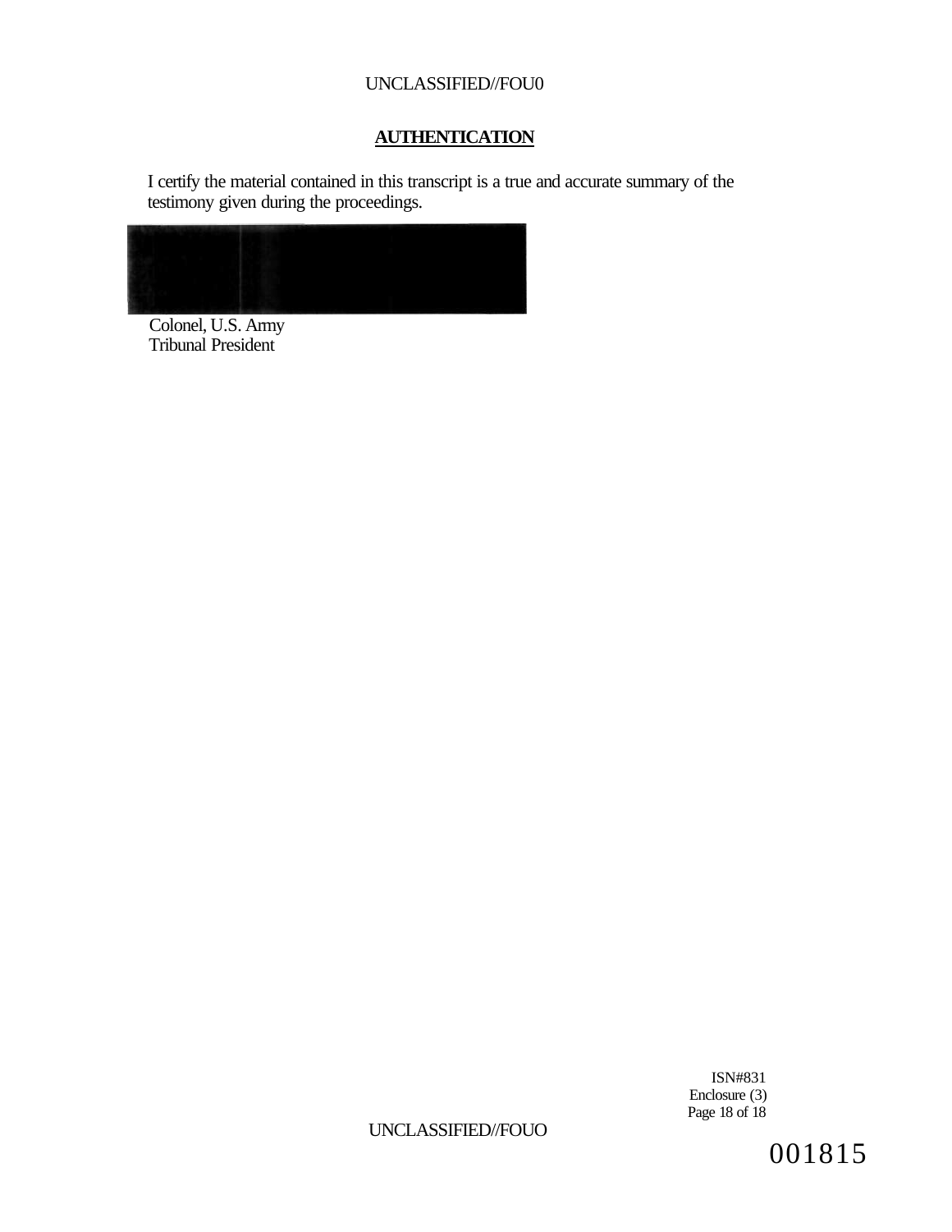## AUTHENTICATION

I certify the material contained in this transcript is a true and accurate summary of the testimony given during the proceedings.

Colonel, U.S. Army
Tribunal President

ISN#831
Enclosure (3)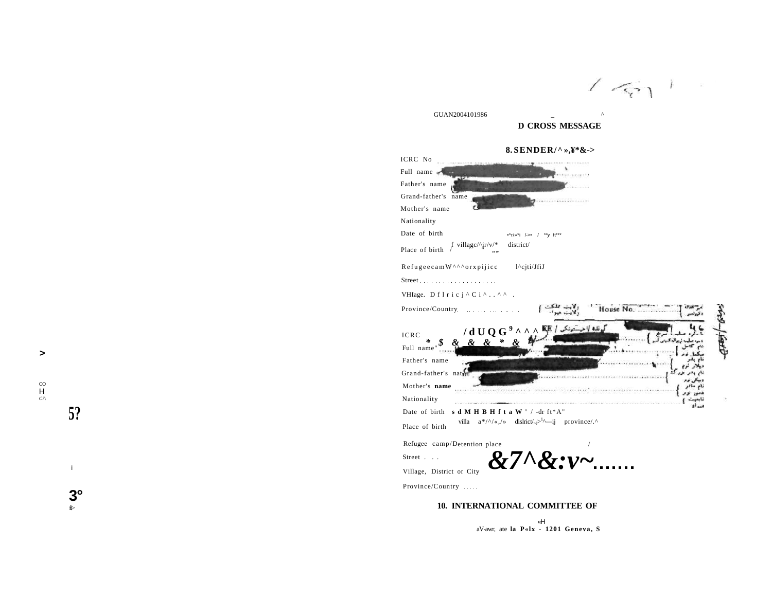GUAN2004101986

**D CROSS MESSAGE**

**8. SENDER/**

ICRC No

Full name

Father's name

Grand-father's name

Mother's name

Nationality

Date of birth

Place of birth / village/ district/

Refugee camp/Detention place

Street

Village, District or City

Province/Country

House No.

ICRC

Full name

Father's name

Grand-father's name

Mother's name

Nationality

Date of birth

Place of birth village district province/

Refugee camp/Detention place

Street

Village, District or City

Province/Country

**10. INTERNATIONAL COMMITTEE OF**

avenue de la Paix - 1201 Geneva, S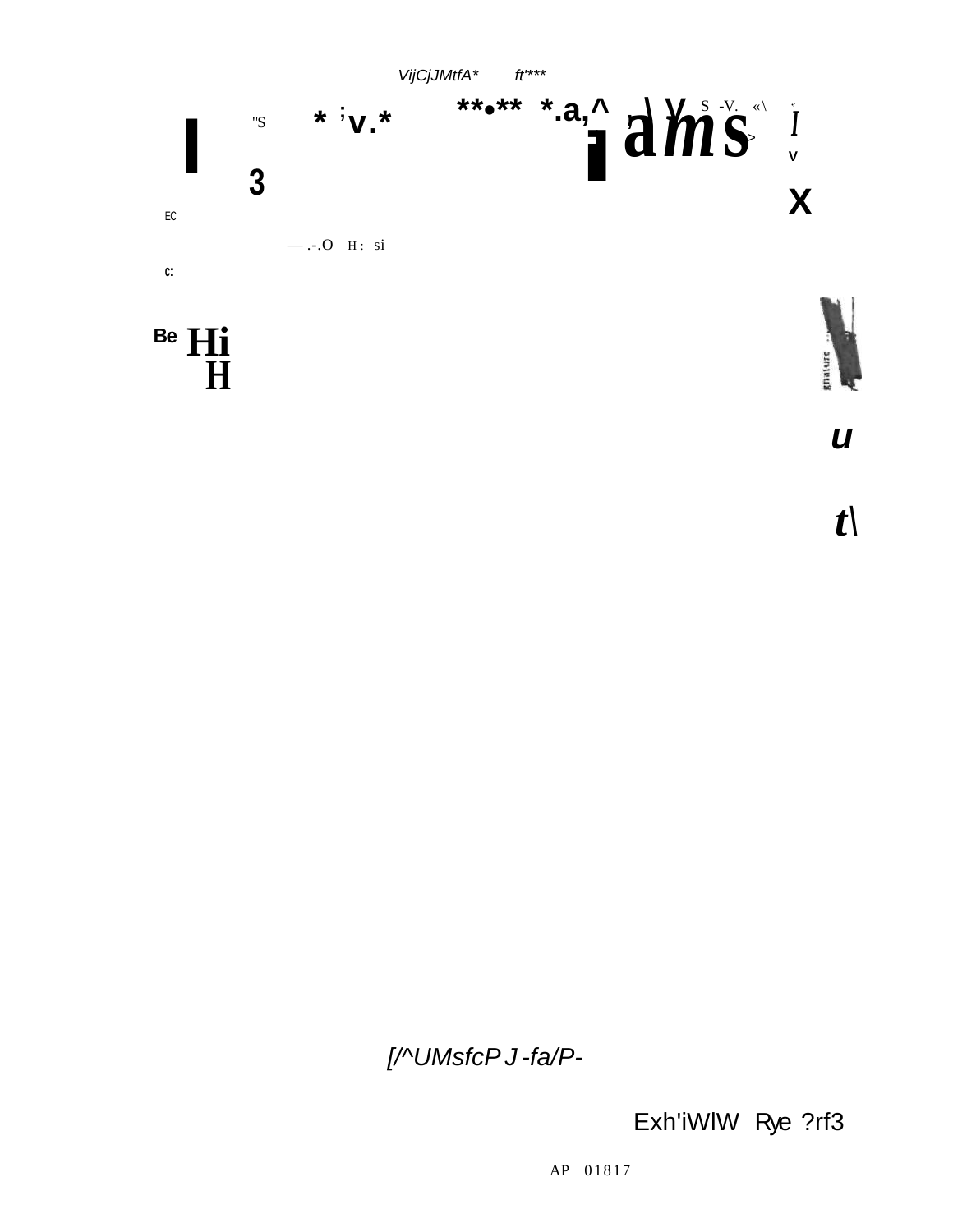VijCjJMtfA* ft'***

"S * ;v.* **•** *.a,^ \ V S -V. «\ ams I v

3

X

EC

— .-.O H : si

C:

Be Hi H

u

t\

[/^UMsfcP J -fa/P-

Exh'iWlW Rye ?rf3

AP 01817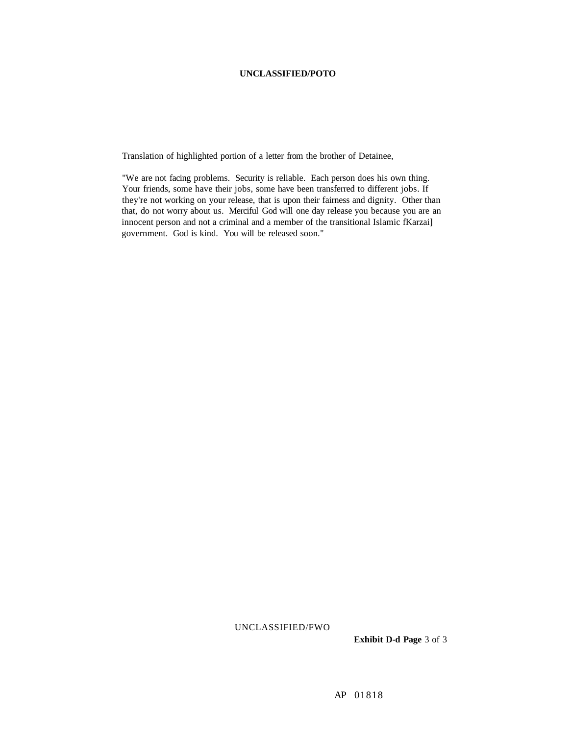Translation of highlighted portion of a letter from the brother of Detainee,

"We are not facing problems. Security is reliable. Each person does his own thing. Your friends, some have their jobs, some have been transferred to different jobs. If they're not working on your release, that is upon their fairness and dignity. Other than that, do not worry about us. Merciful God will one day release you because you are an innocent person and not a criminal and a member of the transitional Islamic fKarzai] government. God is kind. You will be released soon."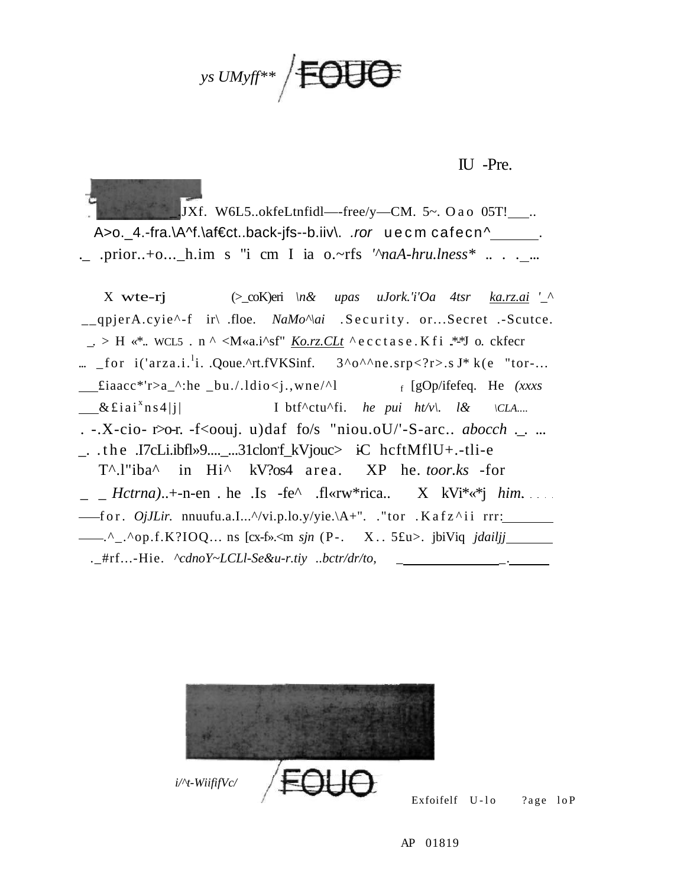IU -Pre.

_,JXf. W6L5..okfeLtnfidl—-free/y—CM. 5~. Oao 05T!___..
A>o._4.-fra.\A^f.\af€ct..back-jfs--b.iiv\. .ror uecm cafecn^______.
._ .prior..+o..._h.im s "i cm I ia o.~rfs '^naA-hru.lness* .. . ._...

X wte-rj (>_coK)eri \n& upas uJork.'i'Oa 4tsr ka.rz.ai '_^
__qpjerA.cyie^-f ir\ .floe. NaMo^\ai .Security. or...Secret .-Scutce.
_. > H «*.. WCL5 . n ^ <M«a.i^sf" Ko.rz.CLt ^ecctase.Kfi .*-*J o. ckfecr
... _for i('arza.i.ᴵi. .Qoue.^rt.fVKSinf. 3^o^^ne.srp<?r>.s J* k(e "tor-...
___£iaacc*'r>a_^:he _bu./.ldio<j.,wne/^l f [gOp/ifefeq. He (xxxs
___&£iaiˣns4|j| I btf^ctu^fi. he pui ht/v\. l& \CLA....
. -.X-cio- r>o-r. -f<oouj. u)daf fo/s "niou.oU/'-S-arc.. abocch ._. ...
_. .the .I7cLi.ibfl»9...._...31clon'f_kVjouc> i-C hcftMflU+.-tli-e
T^.l"iba^ in Hi^ kV?os4 area. XP he. toor.ks -for
_ _ Hctrna)..+-n-en . he .Is -fe^ .fl«rw*rica.. X kVi*«*j him. . . . .
___for. OjJLir. nnuufu.a.I...^/vi.p.lo.y/yie.\A+". ."tor .Kafz^ii rrr:________
___.^_.^op.f.K?IOQ... ns [cx-f».<m sjn (P-. X.. 5£u>. jbiViq jdailjj________
._#rf...-Hie. ^cdnoY~LCLl-Se&u-r.tiy ..bctr/dr/to, _______________._______

i/^t-WiififVc/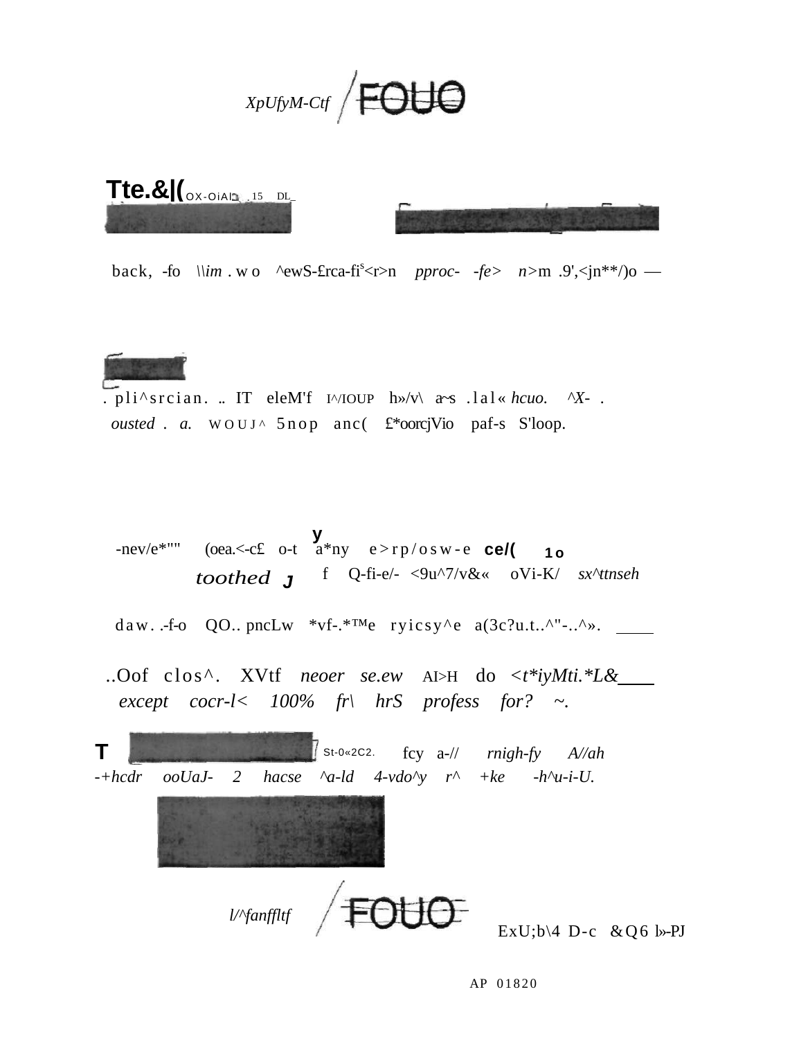XpUfyM-Ctf /FOUO

Tte.&|(OX-OiAl . .15 DL_

back, -fo \\im . w o ^ewS-£rca-fi^s<r>n pproc- -fe> n>m .9',<jn**/)o —

. pli^srcian. .. IT eleM'f I^/IOUP h»/v\ a~s .lal« hcuo. ^X- .
ousted . a. WOUJ^ 5nop anc( £*oorcjVio paf-s S'loop.

-nev/e*"" (oea.<-c£ o-t a*ny e>rp/osw-e ce/( 1o
toothed J f Q-fi-e/- <9u^7/v&« oVi-K/ sx^ttnseh

daw. .-f-o QO.. pncLw *vf-.*™e ryicsy^e a(3c?u.t..^"-..^».

..Oof clos^. XVtf neoer se.ew AI>H do <t*iyMti.*L&
except cocr-l< 100% fr\ hrS profess for? ~.

T St-0«2C2. fcy a-// rnigh-fy A//ah
-+hcdr ooUaJ- 2 hacse ^a-ld 4-vdo^y r^ +ke -h^u-i-U.

l/^fanffltf /FOUO ExU;b\4 D-c &Q6 l»-PJ

AP 01820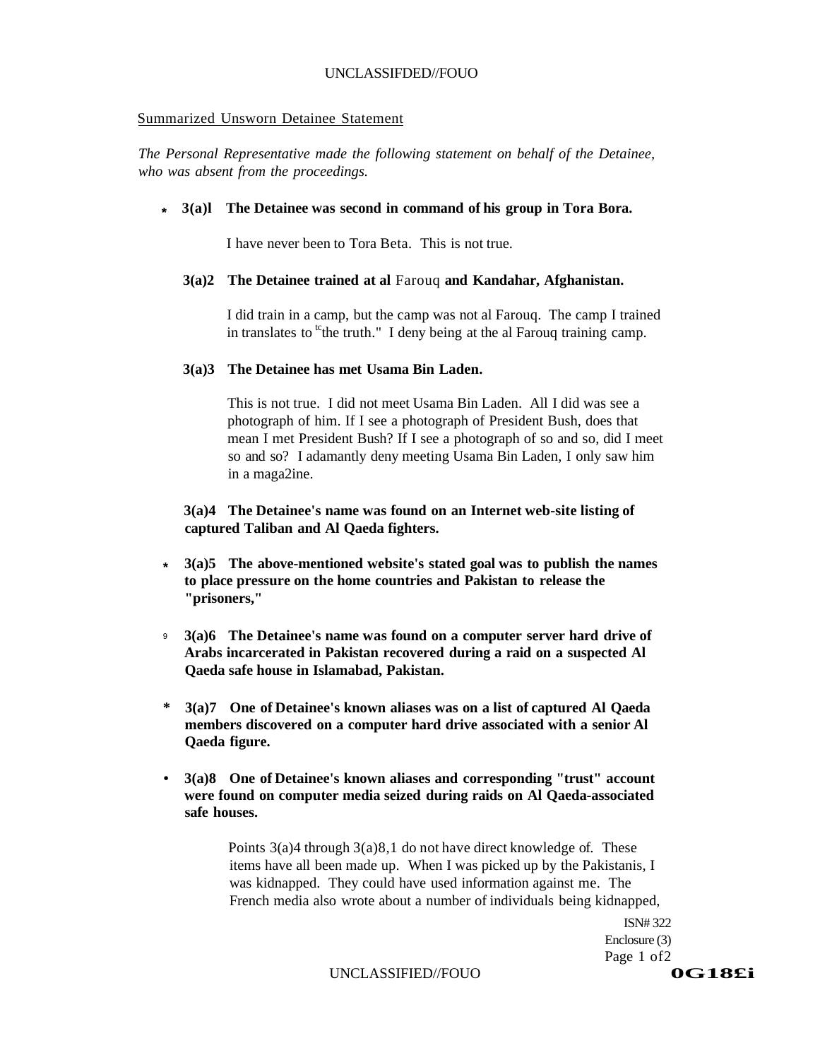## Summarized Unsworn Detainee Statement

*The Personal Representative made the following statement on behalf of the Detainee, who was absent from the proceedings.*

* **3(a)l The Detainee was second in command of his group in Tora Bora.**

  I have never been to Tora Beta. This is not true.

**3(a)2 The Detainee trained at al Farouq and Kandahar, Afghanistan.**

I did train in a camp, but the camp was not al Farouq. The camp I trained in translates to "the truth." I deny being at the al Farouq training camp.

**3(a)3 The Detainee has met Usama Bin Laden.**

This is not true. I did not meet Usama Bin Laden. All I did was see a photograph of him. If I see a photograph of President Bush, does that mean I met President Bush? If I see a photograph of so and so, did I meet so and so? I adamantly deny meeting Usama Bin Laden, I only saw him in a maga2ine.

**3(a)4 The Detainee's name was found on an Internet web-site listing of captured Taliban and Al Qaeda fighters.**

* **3(a)5 The above-mentioned website's stated goal was to publish the names to place pressure on the home countries and Pakistan to release the "prisoners,"**

* **3(a)6 The Detainee's name was found on a computer server hard drive of Arabs incarcerated in Pakistan recovered during a raid on a suspected Al Qaeda safe house in Islamabad, Pakistan.**

* **3(a)7 One of Detainee's known aliases was on a list of captured Al Qaeda members discovered on a computer hard drive associated with a senior Al Qaeda figure.**

* **3(a)8 One of Detainee's known aliases and corresponding "trust" account were found on computer media seized during raids on Al Qaeda-associated safe houses.**

  Points 3(a)4 through 3(a)8,1 do not have direct knowledge of. These items have all been made up. When I was picked up by the Pakistanis, I was kidnapped. They could have used information against me. The French media also wrote about a number of individuals being kidnapped,

ISN# 322
Enclosure (3)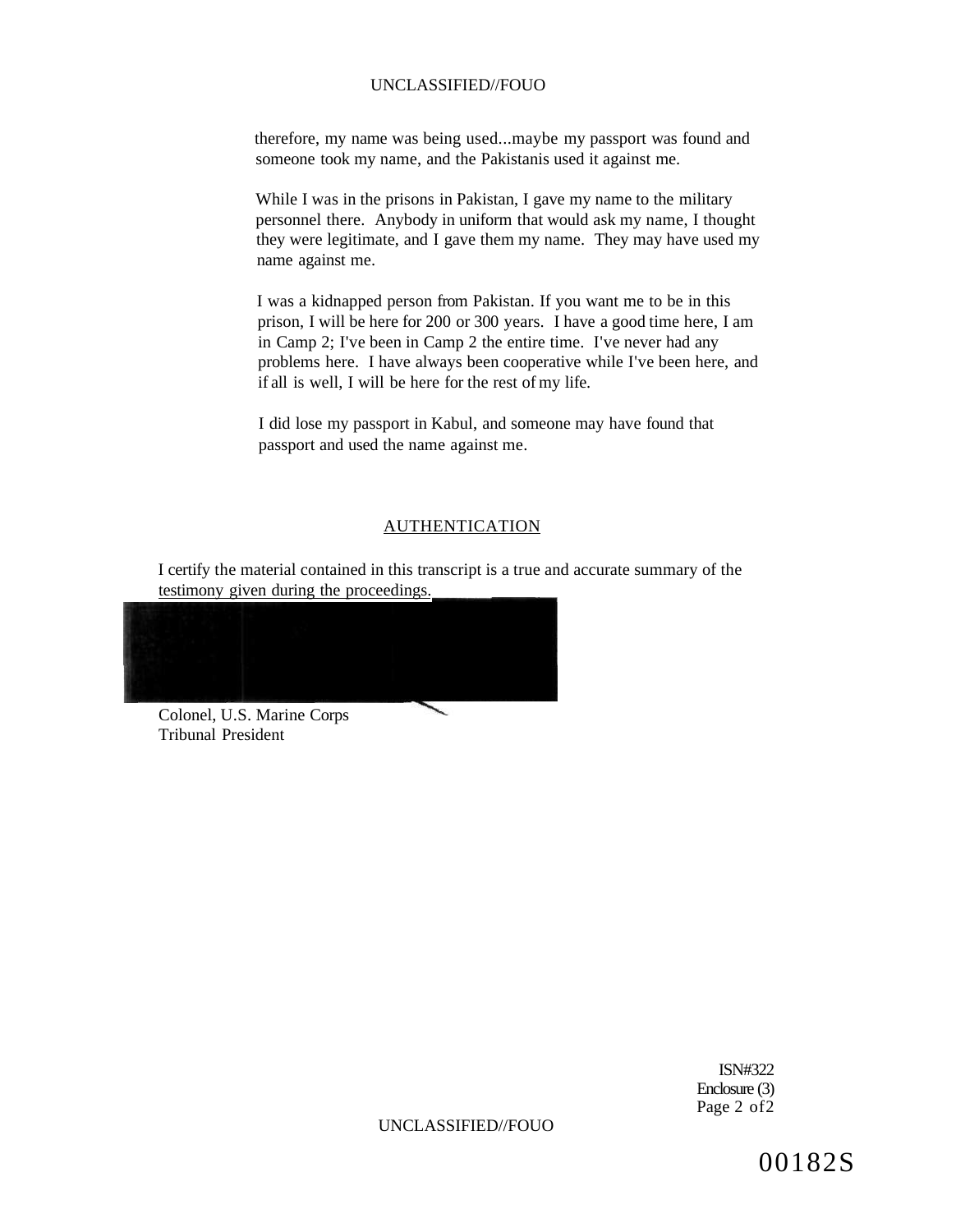therefore, my name was being used...maybe my passport was found and someone took my name, and the Pakistanis used it against me.

While I was in the prisons in Pakistan, I gave my name to the military personnel there. Anybody in uniform that would ask my name, I thought they were legitimate, and I gave them my name. They may have used my name against me.

I was a kidnapped person from Pakistan. If you want me to be in this prison, I will be here for 200 or 300 years. I have a good time here, I am in Camp 2; I've been in Camp 2 the entire time. I've never had any problems here. I have always been cooperative while I've been here, and if all is well, I will be here for the rest of my life.

I did lose my passport in Kabul, and someone may have found that passport and used the name against me.

## AUTHENTICATION

I certify the material contained in this transcript is a true and accurate summary of the testimony given during the proceedings.

Colonel, U.S. Marine Corps
Tribunal President

ISN#322
Enclosure (3)

00182S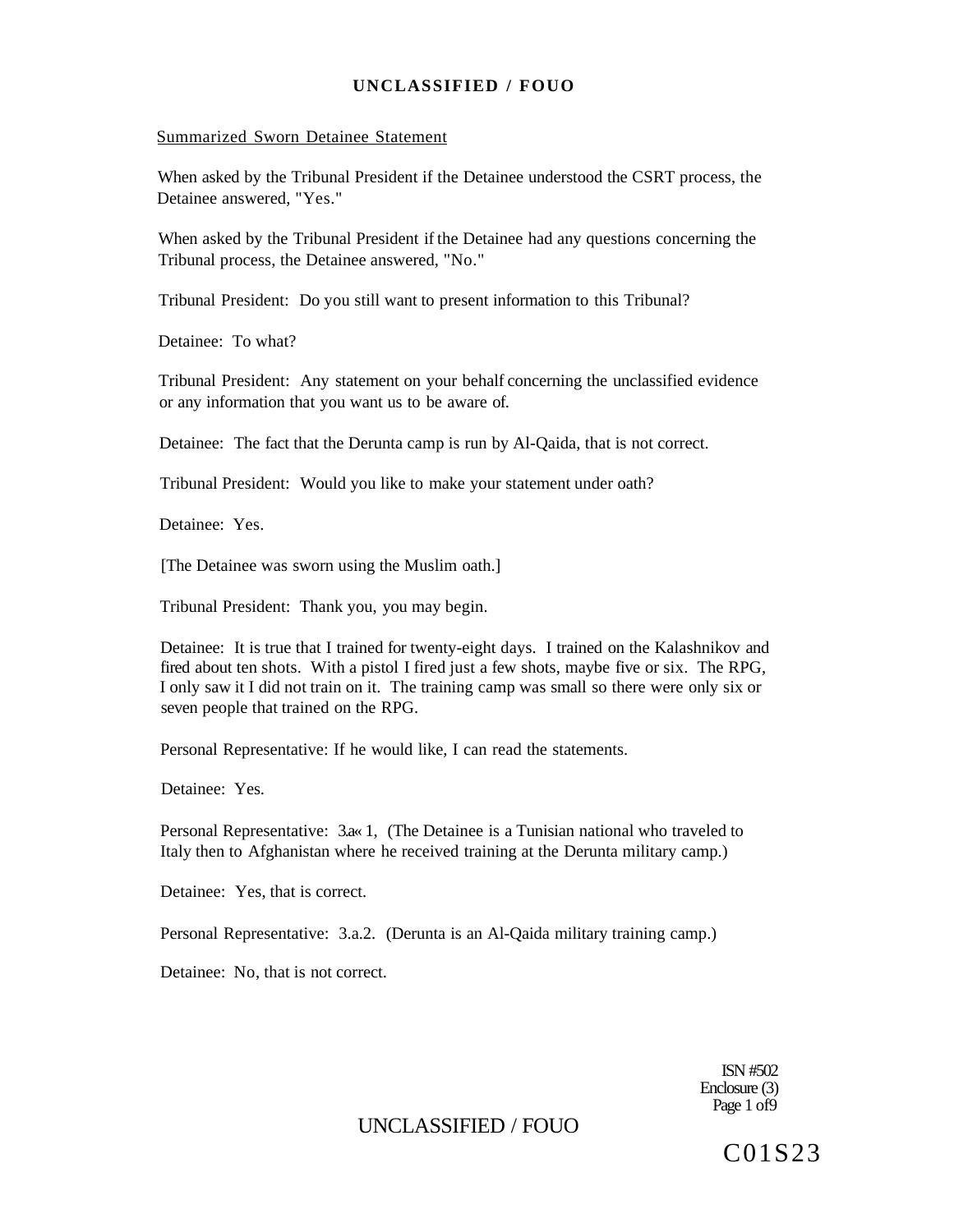Summarized Sworn Detainee Statement

When asked by the Tribunal President if the Detainee understood the CSRT process, the Detainee answered, "Yes."

When asked by the Tribunal President if the Detainee had any questions concerning the Tribunal process, the Detainee answered, "No."

Tribunal President: Do you still want to present information to this Tribunal?

Detainee: To what?

Tribunal President: Any statement on your behalf concerning the unclassified evidence or any information that you want us to be aware of.

Detainee: The fact that the Derunta camp is run by Al-Qaida, that is not correct.

Tribunal President: Would you like to make your statement under oath?

Detainee: Yes.

[The Detainee was sworn using the Muslim oath.]

Tribunal President: Thank you, you may begin.

Detainee: It is true that I trained for twenty-eight days. I trained on the Kalashnikov and fired about ten shots. With a pistol I fired just a few shots, maybe five or six. The RPG, I only saw it I did not train on it. The training camp was small so there were only six or seven people that trained on the RPG.

Personal Representative: If he would like, I can read the statements.

Detainee: Yes.

Personal Representative: 3.a« 1, (The Detainee is a Tunisian national who traveled to Italy then to Afghanistan where he received training at the Derunta military camp.)

Detainee: Yes, that is correct.

Personal Representative: 3.a.2. (Derunta is an Al-Qaida military training camp.)

Detainee: No, that is not correct.

ISN #502
Enclosure (3)

C01S23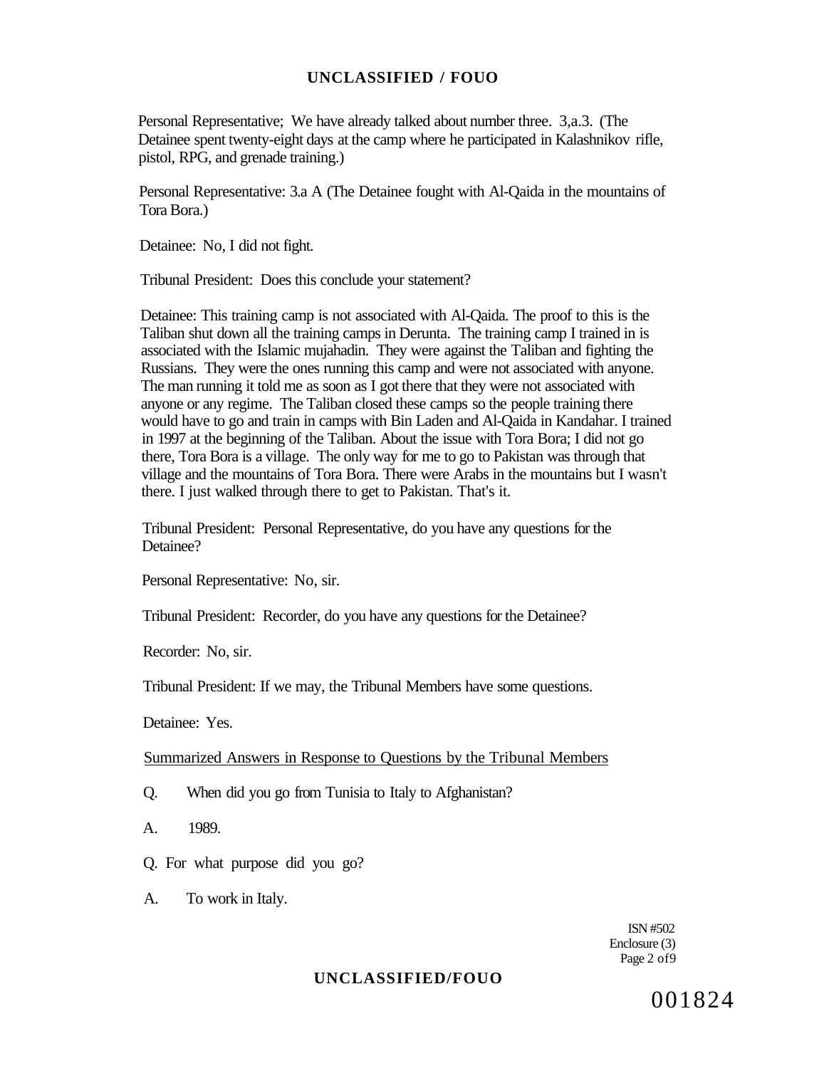Personal Representative; We have already talked about number three. 3,a.3. (The Detainee spent twenty-eight days at the camp where he participated in Kalashnikov rifle, pistol, RPG, and grenade training.)

Personal Representative: 3.a A (The Detainee fought with Al-Qaida in the mountains of Tora Bora.)

Detainee: No, I did not fight.

Tribunal President: Does this conclude your statement?

Detainee: This training camp is not associated with Al-Qaida. The proof to this is the Taliban shut down all the training camps in Derunta. The training camp I trained in is associated with the Islamic mujahadin. They were against the Taliban and fighting the Russians. They were the ones running this camp and were not associated with anyone. The man running it told me as soon as I got there that they were not associated with anyone or any regime. The Taliban closed these camps so the people training there would have to go and train in camps with Bin Laden and Al-Qaida in Kandahar. I trained in 1997 at the beginning of the Taliban. About the issue with Tora Bora; I did not go there, Tora Bora is a village. The only way for me to go to Pakistan was through that village and the mountains of Tora Bora. There were Arabs in the mountains but I wasn't there. I just walked through there to get to Pakistan. That's it.

Tribunal President: Personal Representative, do you have any questions for the Detainee?

Personal Representative: No, sir.

Tribunal President: Recorder, do you have any questions for the Detainee?

Recorder: No, sir.

Tribunal President: If we may, the Tribunal Members have some questions.

Detainee: Yes.

<u>Summarized Answers in Response to Questions by the Tribunal Members</u>

Q. When did you go from Tunisia to Italy to Afghanistan?

A. 1989.

Q. For what purpose did you go?

A. To work in Italy.

ISN #502
Enclosure (3)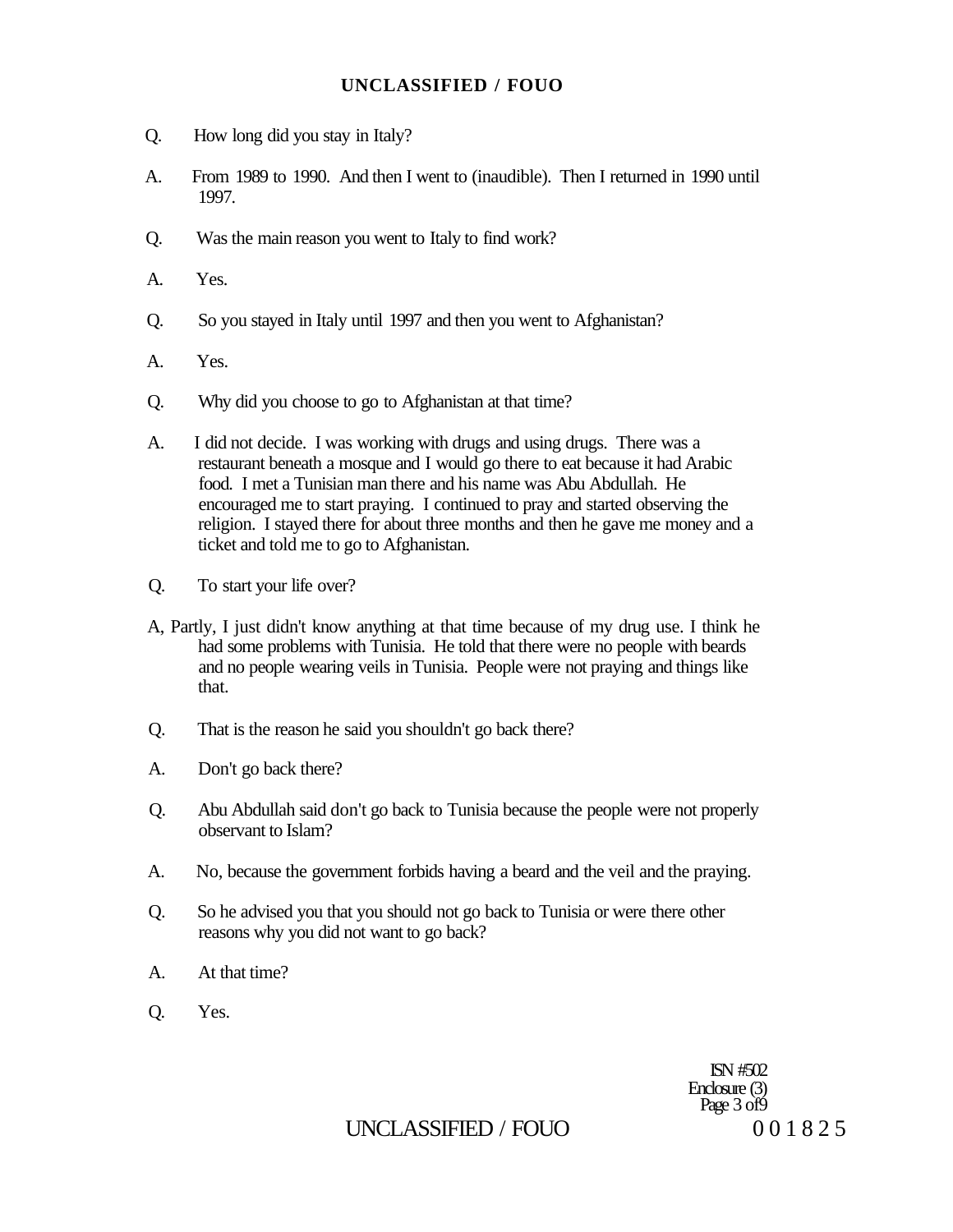Q. How long did you stay in Italy?

A. From 1989 to 1990. And then I went to (inaudible). Then I returned in 1990 until 1997.

Q. Was the main reason you went to Italy to find work?

A. Yes.

Q. So you stayed in Italy until 1997 and then you went to Afghanistan?

A. Yes.

Q. Why did you choose to go to Afghanistan at that time?

A. I did not decide. I was working with drugs and using drugs. There was a restaurant beneath a mosque and I would go there to eat because it had Arabic food. I met a Tunisian man there and his name was Abu Abdullah. He encouraged me to start praying. I continued to pray and started observing the religion. I stayed there for about three months and then he gave me money and a ticket and told me to go to Afghanistan.

Q. To start your life over?

A, Partly, I just didn't know anything at that time because of my drug use. I think he had some problems with Tunisia. He told that there were no people with beards and no people wearing veils in Tunisia. People were not praying and things like that.

Q. That is the reason he said you shouldn't go back there?

A. Don't go back there?

Q. Abu Abdullah said don't go back to Tunisia because the people were not properly observant to Islam?

A. No, because the government forbids having a beard and the veil and the praying.

Q. So he advised you that you should not go back to Tunisia or were there other reasons why you did not want to go back?

A. At that time?

Q. Yes.

ISN #502
Enclosure (3)
Page 3 of 9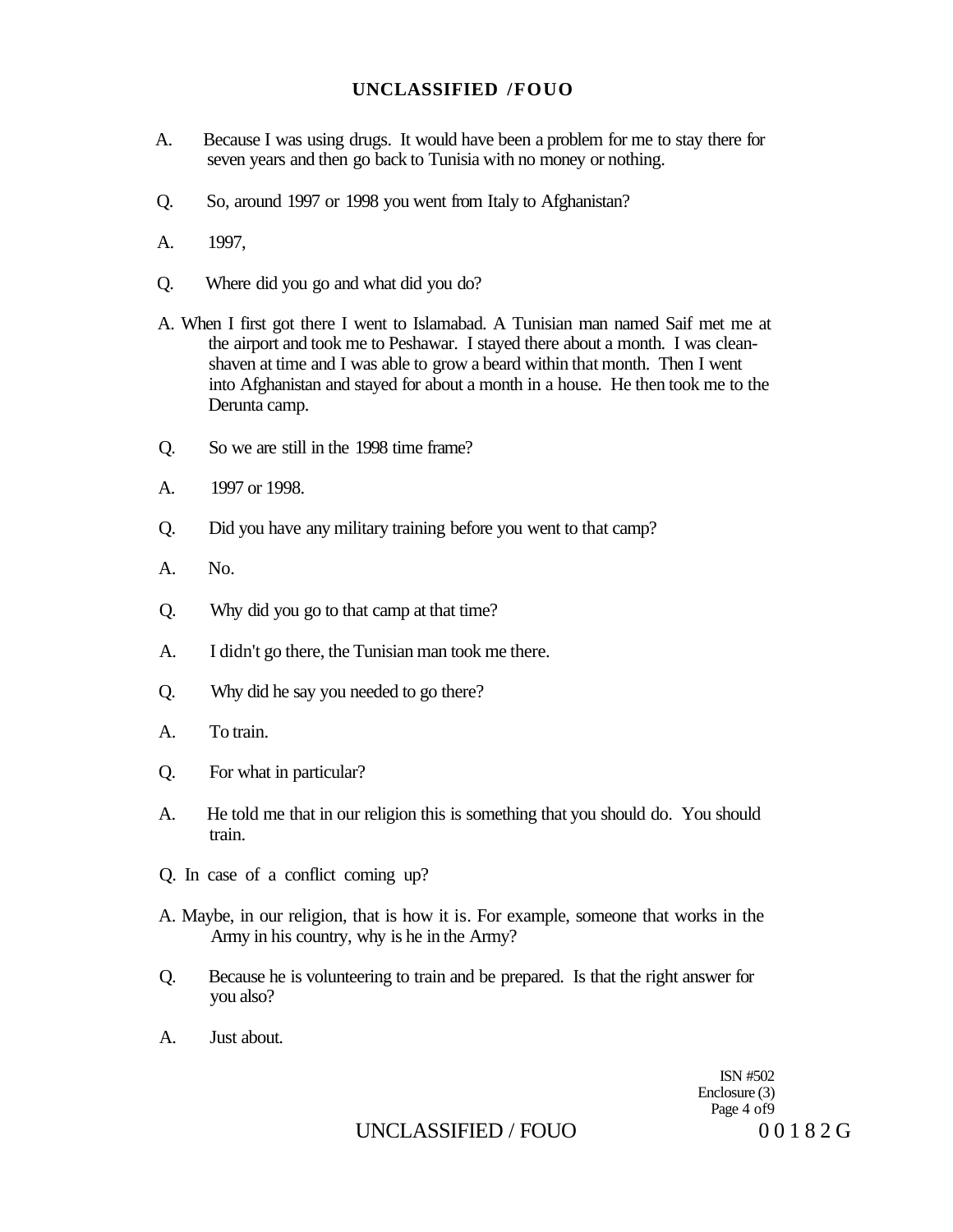A. Because I was using drugs. It would have been a problem for me to stay there for seven years and then go back to Tunisia with no money or nothing.

Q. So, around 1997 or 1998 you went from Italy to Afghanistan?

A. 1997,

Q. Where did you go and what did you do?

A. When I first got there I went to Islamabad. A Tunisian man named Saif met me at the airport and took me to Peshawar. I stayed there about a month. I was clean-shaven at time and I was able to grow a beard within that month. Then I went into Afghanistan and stayed for about a month in a house. He then took me to the Derunta camp.

Q. So we are still in the 1998 time frame?

A. 1997 or 1998.

Q. Did you have any military training before you went to that camp?

A. No.

Q. Why did you go to that camp at that time?

A. I didn't go there, the Tunisian man took me there.

Q. Why did he say you needed to go there?

A. To train.

Q. For what in particular?

A. He told me that in our religion this is something that you should do. You should train.

Q. In case of a conflict coming up?

A. Maybe, in our religion, that is how it is. For example, someone that works in the Army in his country, why is he in the Army?

Q. Because he is volunteering to train and be prepared. Is that the right answer for you also?

A. Just about.

ISN #502
Enclosure (3)
Page 4 of9

00182G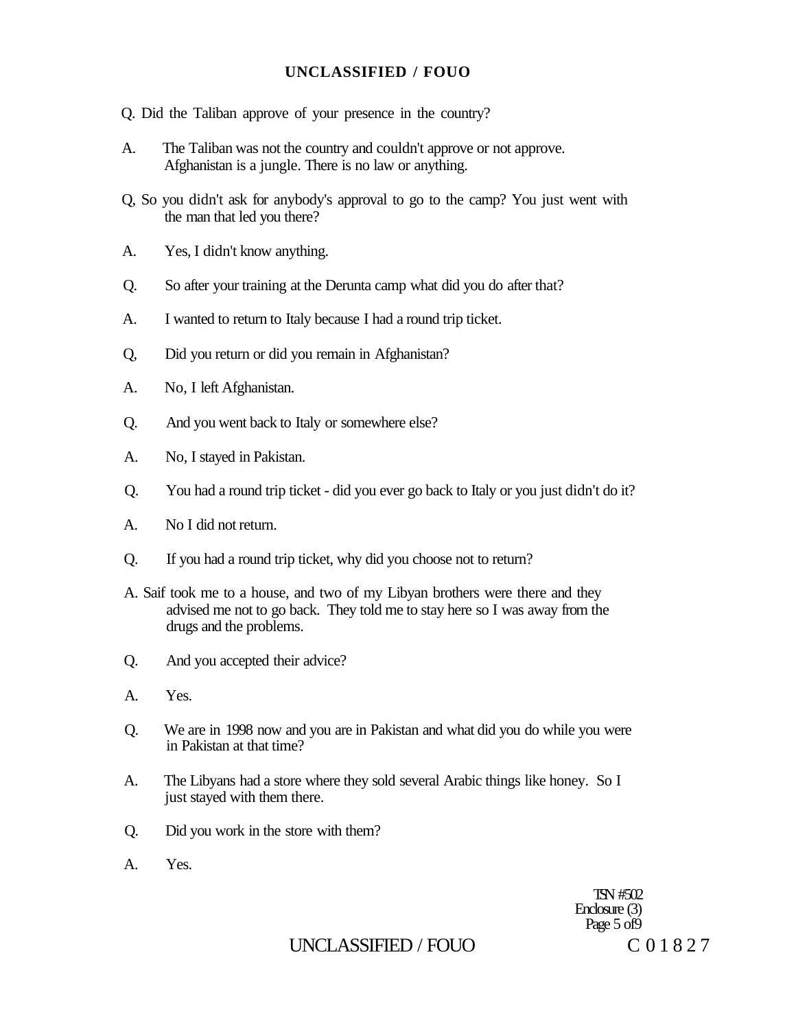Q. Did the Taliban approve of your presence in the country?

A. The Taliban was not the country and couldn't approve or not approve. Afghanistan is a jungle. There is no law or anything.

Q, So you didn't ask for anybody's approval to go to the camp? You just went with the man that led you there?

A. Yes, I didn't know anything.

Q. So after your training at the Derunta camp what did you do after that?

A. I wanted to return to Italy because I had a round trip ticket.

Q, Did you return or did you remain in Afghanistan?

A. No, I left Afghanistan.

Q. And you went back to Italy or somewhere else?

A. No, I stayed in Pakistan.

Q. You had a round trip ticket - did you ever go back to Italy or you just didn't do it?

A. No I did not return.

Q. If you had a round trip ticket, why did you choose not to return?

A. Saif took me to a house, and two of my Libyan brothers were there and they advised me not to go back. They told me to stay here so I was away from the drugs and the problems.

Q. And you accepted their advice?

A. Yes.

Q. We are in 1998 now and you are in Pakistan and what did you do while you were in Pakistan at that time?

A. The Libyans had a store where they sold several Arabic things like honey. So I just stayed with them there.

Q. Did you work in the store with them?

A. Yes.

TSN #502
Enclosure (3)

C 0 1 8 2 7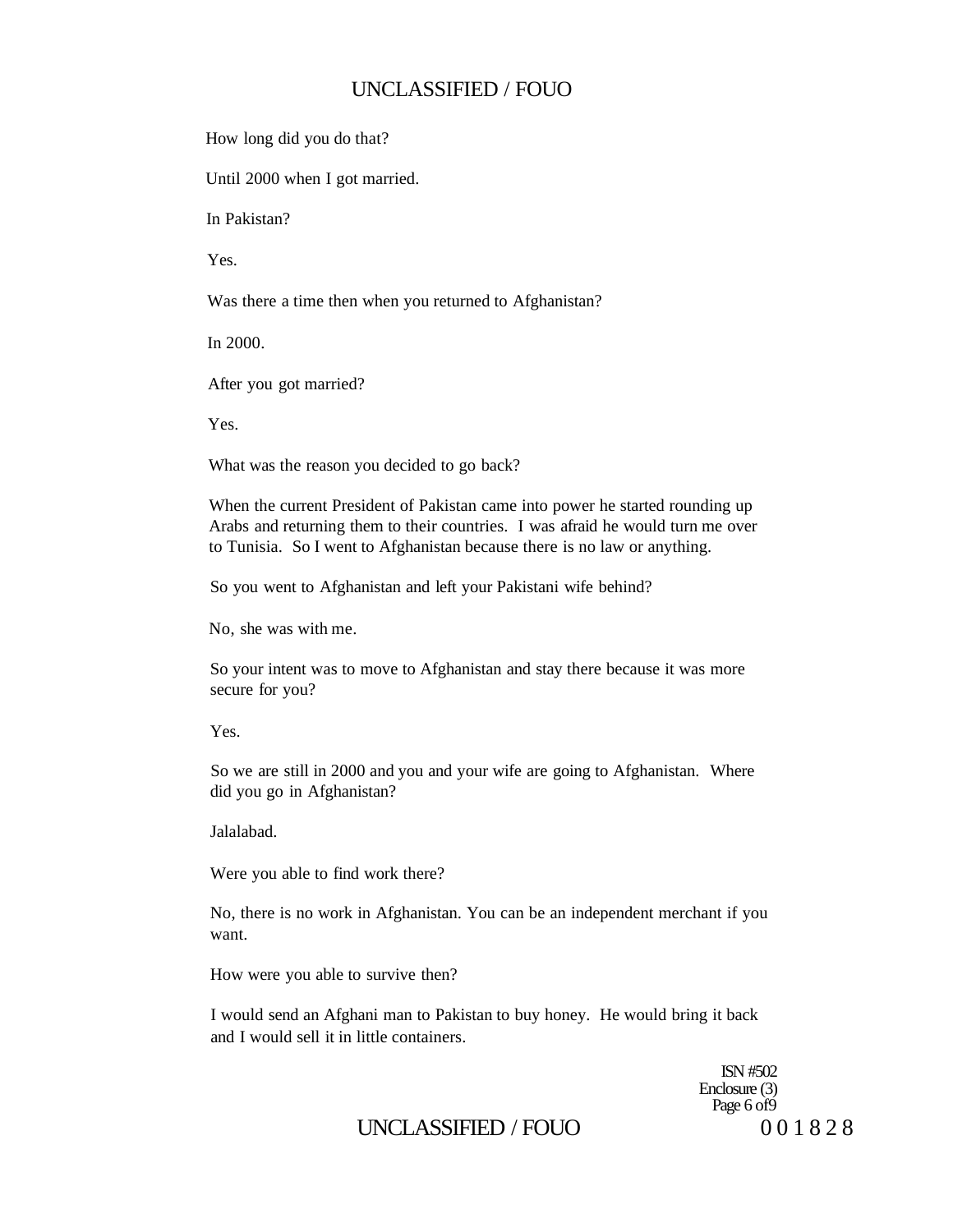How long did you do that?

Until 2000 when I got married.

In Pakistan?

Yes.

Was there a time then when you returned to Afghanistan?

In 2000.

After you got married?

Yes.

What was the reason you decided to go back?

When the current President of Pakistan came into power he started rounding up Arabs and returning them to their countries. I was afraid he would turn me over to Tunisia. So I went to Afghanistan because there is no law or anything.

So you went to Afghanistan and left your Pakistani wife behind?

No, she was with me.

So your intent was to move to Afghanistan and stay there because it was more secure for you?

Yes.

So we are still in 2000 and you and your wife are going to Afghanistan. Where did you go in Afghanistan?

Jalalabad.

Were you able to find work there?

No, there is no work in Afghanistan. You can be an independent merchant if you want.

How were you able to survive then?

I would send an Afghani man to Pakistan to buy honey. He would bring it back and I would sell it in little containers.

ISN #502
Enclosure (3)
Page 6 of 9

001828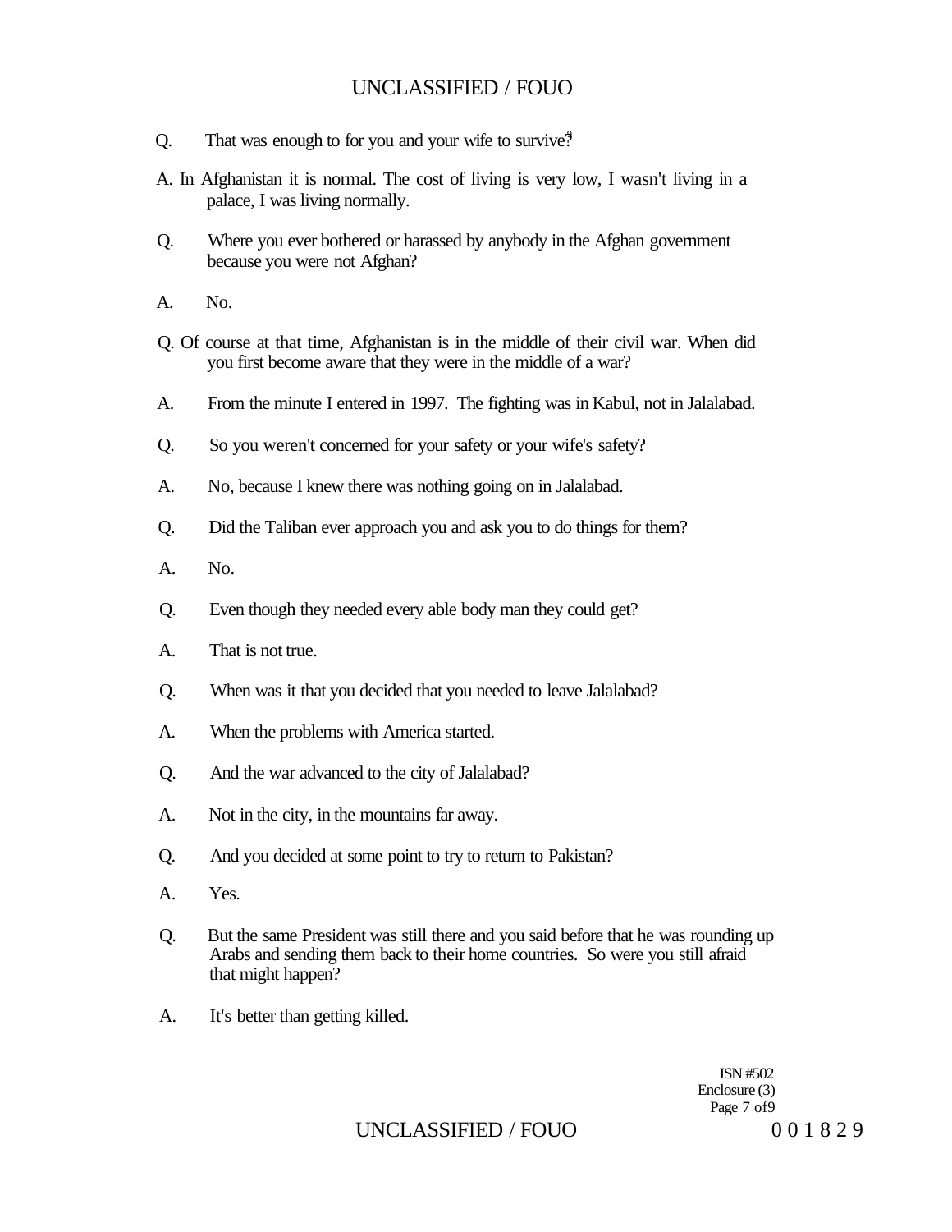Q. That was enough to for you and your wife to survive?

A. In Afghanistan it is normal. The cost of living is very low, I wasn't living in a palace, I was living normally.

Q. Where you ever bothered or harassed by anybody in the Afghan government because you were not Afghan?

A. No.

Q. Of course at that time, Afghanistan is in the middle of their civil war. When did you first become aware that they were in the middle of a war?

A. From the minute I entered in 1997. The fighting was in Kabul, not in Jalalabad.

Q. So you weren't concerned for your safety or your wife's safety?

A. No, because I knew there was nothing going on in Jalalabad.

Q. Did the Taliban ever approach you and ask you to do things for them?

A. No.

Q. Even though they needed every able body man they could get?

A. That is not true.

Q. When was it that you decided that you needed to leave Jalalabad?

A. When the problems with America started.

Q. And the war advanced to the city of Jalalabad?

A. Not in the city, in the mountains far away.

Q. And you decided at some point to try to return to Pakistan?

A. Yes.

Q. But the same President was still there and you said before that he was rounding up Arabs and sending them back to their home countries. So were you still afraid that might happen?

A. It's better than getting killed.

ISN #502
Enclosure (3)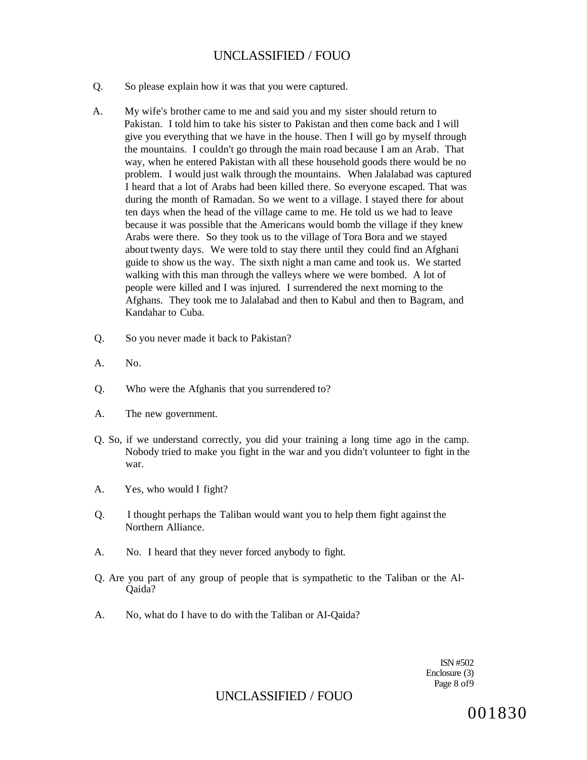Q. So please explain how it was that you were captured.

A. My wife's brother came to me and said you and my sister should return to Pakistan. I told him to take his sister to Pakistan and then come back and I will give you everything that we have in the house. Then I will go by myself through the mountains. I couldn't go through the main road because I am an Arab. That way, when he entered Pakistan with all these household goods there would be no problem. I would just walk through the mountains. When Jalalabad was captured I heard that a lot of Arabs had been killed there. So everyone escaped. That was during the month of Ramadan. So we went to a village. I stayed there for about ten days when the head of the village came to me. He told us we had to leave because it was possible that the Americans would bomb the village if they knew Arabs were there. So they took us to the village of Tora Bora and we stayed about twenty days. We were told to stay there until they could find an Afghani guide to show us the way. The sixth night a man came and took us. We started walking with this man through the valleys where we were bombed. A lot of people were killed and I was injured. I surrendered the next morning to the Afghans. They took me to Jalalabad and then to Kabul and then to Bagram, and Kandahar to Cuba.

Q. So you never made it back to Pakistan?

A. No.

Q. Who were the Afghanis that you surrendered to?

A. The new government.

Q. So, if we understand correctly, you did your training a long time ago in the camp. Nobody tried to make you fight in the war and you didn't volunteer to fight in the war.

A. Yes, who would I fight?

Q. I thought perhaps the Taliban would want you to help them fight against the Northern Alliance.

A. No. I heard that they never forced anybody to fight.

Q. Are you part of any group of people that is sympathetic to the Taliban or the Al-Qaida?

A. No, what do I have to do with the Taliban or AI-Qaida?

ISN #502
Enclosure (3)
Page 8 of9

001830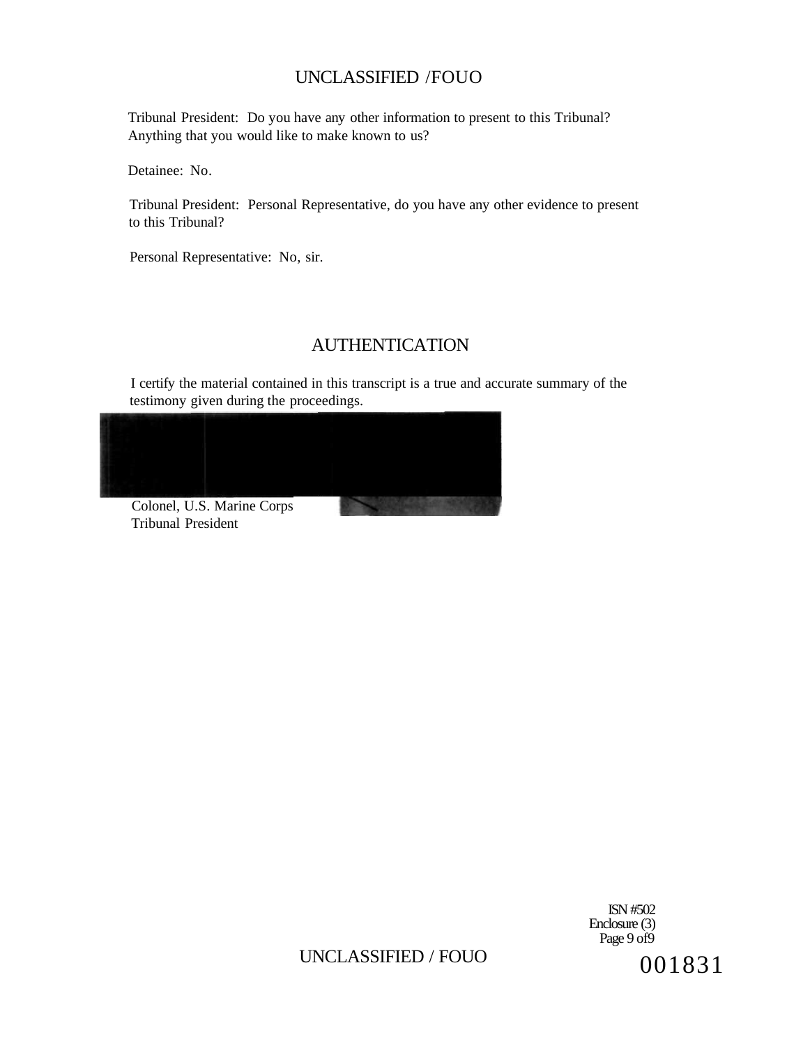Tribunal President: Do you have any other information to present to this Tribunal? Anything that you would like to make known to us?

Detainee: No.

Tribunal President: Personal Representative, do you have any other evidence to present to this Tribunal?

Personal Representative: No, sir.

## AUTHENTICATION

I certify the material contained in this transcript is a true and accurate summary of the testimony given during the proceedings.

Colonel, U.S. Marine Corps
Tribunal President

ISN #502
Enclosure (3)